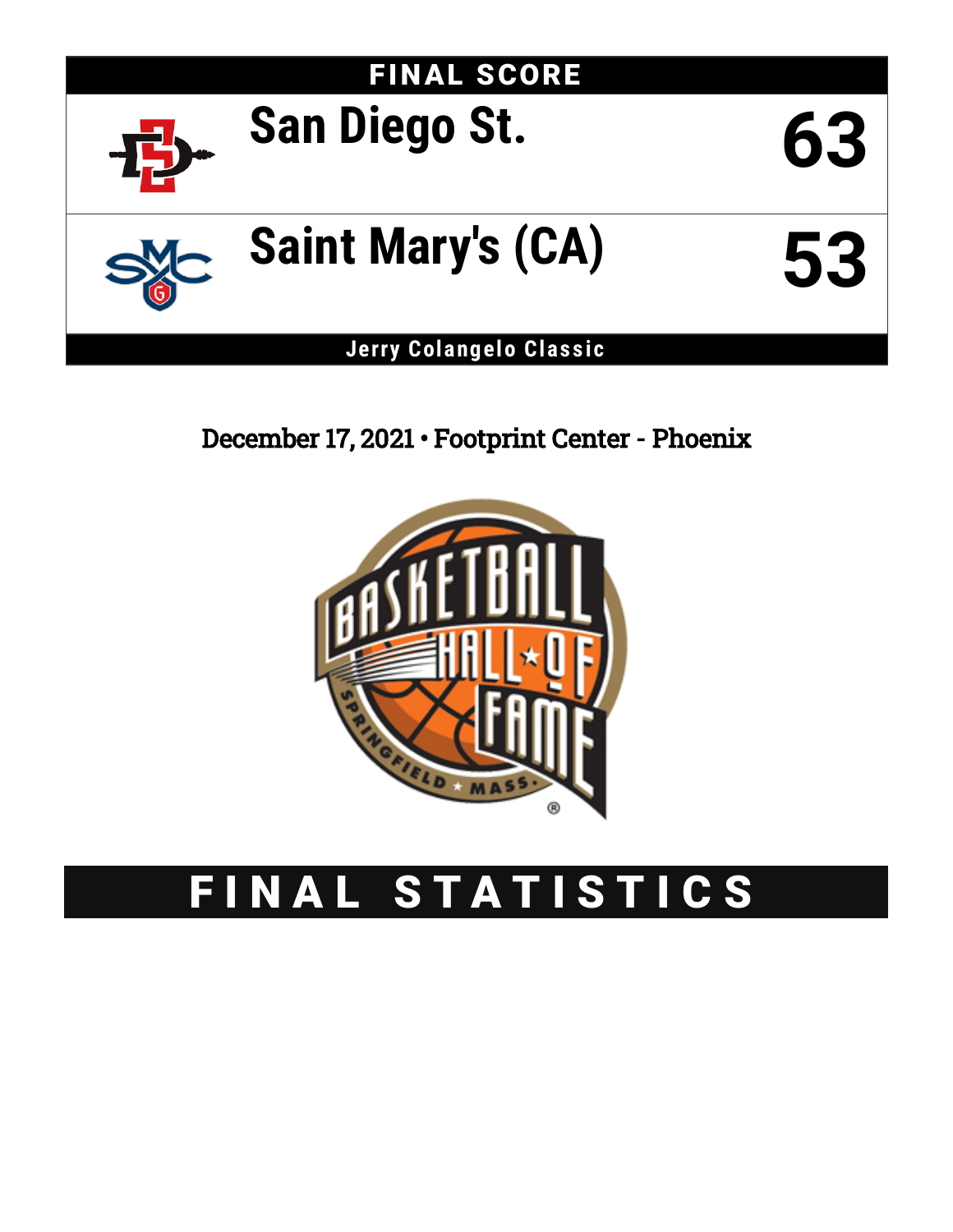# FINAL SCORE

| | |
|---|---|
| San Diego St. | 63 |
| Saint Mary's (CA) | 53 |

**Jerry Colangelo Classic**

December 17, 2021 • Footprint Center - Phoenix

# FINAL STATISTICS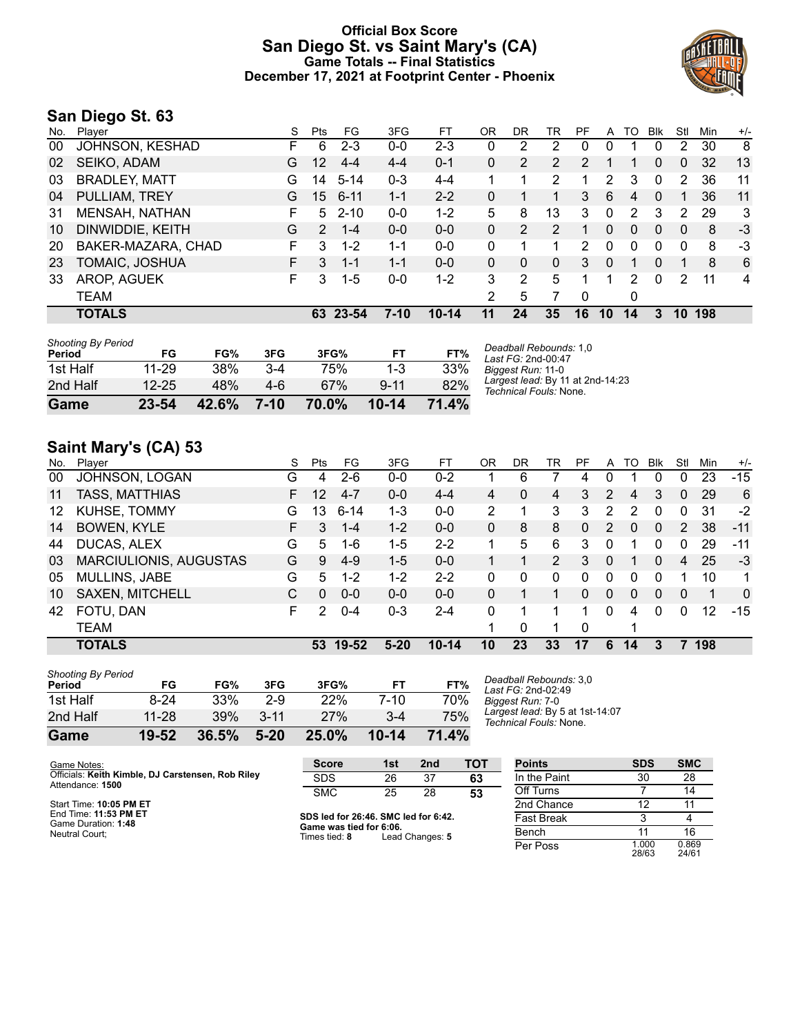# Official Box Score
# San Diego St. vs Saint Mary's (CA)
## Game Totals -- Final Statistics
## December 17, 2021 at Footprint Center - Phoenix

## San Diego St. 63

| No. | Player | S | Pts | FG | 3FG | FT | OR | DR | TR | PF | A | TO | Blk | Stl | Min | +/- |
|---|---|---|---|---|---|---|---|---|---|---|---|---|---|---|---|---|
| 00 | JOHNSON, KESHAD | F | 6 | 2-3 | 0-0 | 2-3 | 0 | 2 | 2 | 0 | 0 | 1 | 0 | 2 | 30 | 8 |
| 02 | SEIKO, ADAM | G | 12 | 4-4 | 4-4 | 0-1 | 0 | 2 | 2 | 2 | 1 | 1 | 0 | 0 | 32 | 13 |
| 03 | BRADLEY, MATT | G | 14 | 5-14 | 0-3 | 4-4 | 1 | 1 | 2 | 1 | 2 | 3 | 0 | 2 | 36 | 11 |
| 04 | PULLIAM, TREY | G | 15 | 6-11 | 1-1 | 2-2 | 0 | 1 | 1 | 3 | 6 | 4 | 0 | 1 | 36 | 11 |
| 31 | MENSAH, NATHAN | F | 5 | 2-10 | 0-0 | 1-2 | 5 | 8 | 13 | 3 | 0 | 2 | 3 | 2 | 29 | 3 |
| 10 | DINWIDDIE, KEITH | G | 2 | 1-4 | 0-0 | 0-0 | 0 | 2 | 2 | 1 | 0 | 0 | 0 | 0 | 8 | -3 |
| 20 | BAKER-MAZARA, CHAD | F | 3 | 1-2 | 1-1 | 0-0 | 0 | 1 | 1 | 2 | 0 | 0 | 0 | 0 | 8 | -3 |
| 23 | TOMAIC, JOSHUA | F | 3 | 1-1 | 1-1 | 0-0 | 0 | 0 | 0 | 3 | 0 | 1 | 0 | 1 | 8 | 6 |
| 33 | AROP, AGUEK | F | 3 | 1-5 | 0-0 | 1-2 | 3 | 2 | 5 | 1 | 1 | 2 | 0 | 2 | 11 | 4 |
| | TEAM | | | | | | 2 | 5 | 7 | 0 | | 0 | | | | |
| | **TOTALS** | | **63** | **23-54** | **7-10** | **10-14** | **11** | **24** | **35** | **16** | **10** | **14** | **3** | **10** | **198** | |

*Shooting By Period*

| Period | FG | FG% | 3FG | 3FG% | FT | FT% |
|---|---|---|---|---|---|---|
| 1st Half | 11-29 | 38% | 3-4 | 75% | 1-3 | 33% |
| 2nd Half | 12-25 | 48% | 4-6 | 67% | 9-11 | 82% |
| **Game** | **23-54** | **42.6%** | **7-10** | **70.0%** | **10-14** | **71.4%** |

*Deadball Rebounds:* 1,0
*Last FG:* 2nd-00:47
*Biggest Run:* 11-0
*Largest lead:* By 11 at 2nd-14:23
*Technical Fouls:* None.

## Saint Mary's (CA) 53

| No. | Player | S | Pts | FG | 3FG | FT | OR | DR | TR | PF | A | TO | Blk | Stl | Min | +/- |
|---|---|---|---|---|---|---|---|---|---|---|---|---|---|---|---|---|
| 00 | JOHNSON, LOGAN | G | 4 | 2-6 | 0-0 | 0-2 | 1 | 6 | 7 | 4 | 0 | 1 | 0 | 0 | 23 | -15 |
| 11 | TASS, MATTHIAS | F | 12 | 4-7 | 0-0 | 4-4 | 4 | 0 | 4 | 3 | 2 | 4 | 3 | 0 | 29 | 6 |
| 12 | KUHSE, TOMMY | G | 13 | 6-14 | 1-3 | 0-0 | 2 | 1 | 3 | 3 | 2 | 2 | 0 | 0 | 31 | -2 |
| 14 | BOWEN, KYLE | F | 3 | 1-4 | 1-2 | 0-0 | 0 | 8 | 8 | 0 | 2 | 0 | 0 | 2 | 38 | -11 |
| 44 | DUCAS, ALEX | G | 5 | 1-6 | 1-5 | 2-2 | 1 | 5 | 6 | 3 | 0 | 1 | 0 | 0 | 29 | -11 |
| 03 | MARCIULIONIS, AUGUSTAS | G | 9 | 4-9 | 1-5 | 0-0 | 1 | 1 | 2 | 3 | 0 | 1 | 0 | 4 | 25 | -3 |
| 05 | MULLINS, JABE | G | 5 | 1-2 | 1-2 | 2-2 | 0 | 0 | 0 | 0 | 0 | 0 | 0 | 1 | 10 | 1 |
| 10 | SAXEN, MITCHELL | C | 0 | 0-0 | 0-0 | 0-0 | 0 | 1 | 1 | 0 | 0 | 0 | 0 | 0 | 1 | 0 |
| 42 | FOTU, DAN | F | 2 | 0-4 | 0-3 | 2-4 | 0 | 1 | 1 | 1 | 0 | 4 | 0 | 0 | 12 | -15 |
| | TEAM | | | | | | 1 | 0 | 1 | 0 | | 1 | | | | |
| | **TOTALS** | | **53** | **19-52** | **5-20** | **10-14** | **10** | **23** | **33** | **17** | **6** | **14** | **3** | **7** | **198** | |

*Shooting By Period*

| Period | FG | FG% | 3FG | 3FG% | FT | FT% |
|---|---|---|---|---|---|---|
| 1st Half | 8-24 | 33% | 2-9 | 22% | 7-10 | 70% |
| 2nd Half | 11-28 | 39% | 3-11 | 27% | 3-4 | 75% |
| **Game** | **19-52** | **36.5%** | **5-20** | **25.0%** | **10-14** | **71.4%** |

*Deadball Rebounds:* 3,0
*Last FG:* 2nd-02:49
*Biggest Run:* 7-0
*Largest lead:* By 5 at 1st-14:07
*Technical Fouls:* None.

Game Notes:
Officials: **Keith Kimble, DJ Carstensen, Rob Riley**
Attendance: **1500**

Start Time: **10:05 PM ET**
End Time: **11:53 PM ET**
Game Duration: **1:48**
Neutral Court;

| Score | 1st | 2nd | TOT |
|---|---|---|---|
| SDS | 26 | 37 | **63** |
| SMC | 25 | 28 | **53** |

**SDS led for 26:46. SMC led for 6:42.**
**Game was tied for 6:06.**
Times tied: **8** Lead Changes: **5**

| Points | SDS | SMC |
|---|---|---|
| In the Paint | 30 | 28 |
| Off Turns | 7 | 14 |
| 2nd Chance | 12 | 11 |
| Fast Break | 3 | 4 |
| Bench | 11 | 16 |
| Per Poss | 1.000 28/63 | 0.869 24/61 |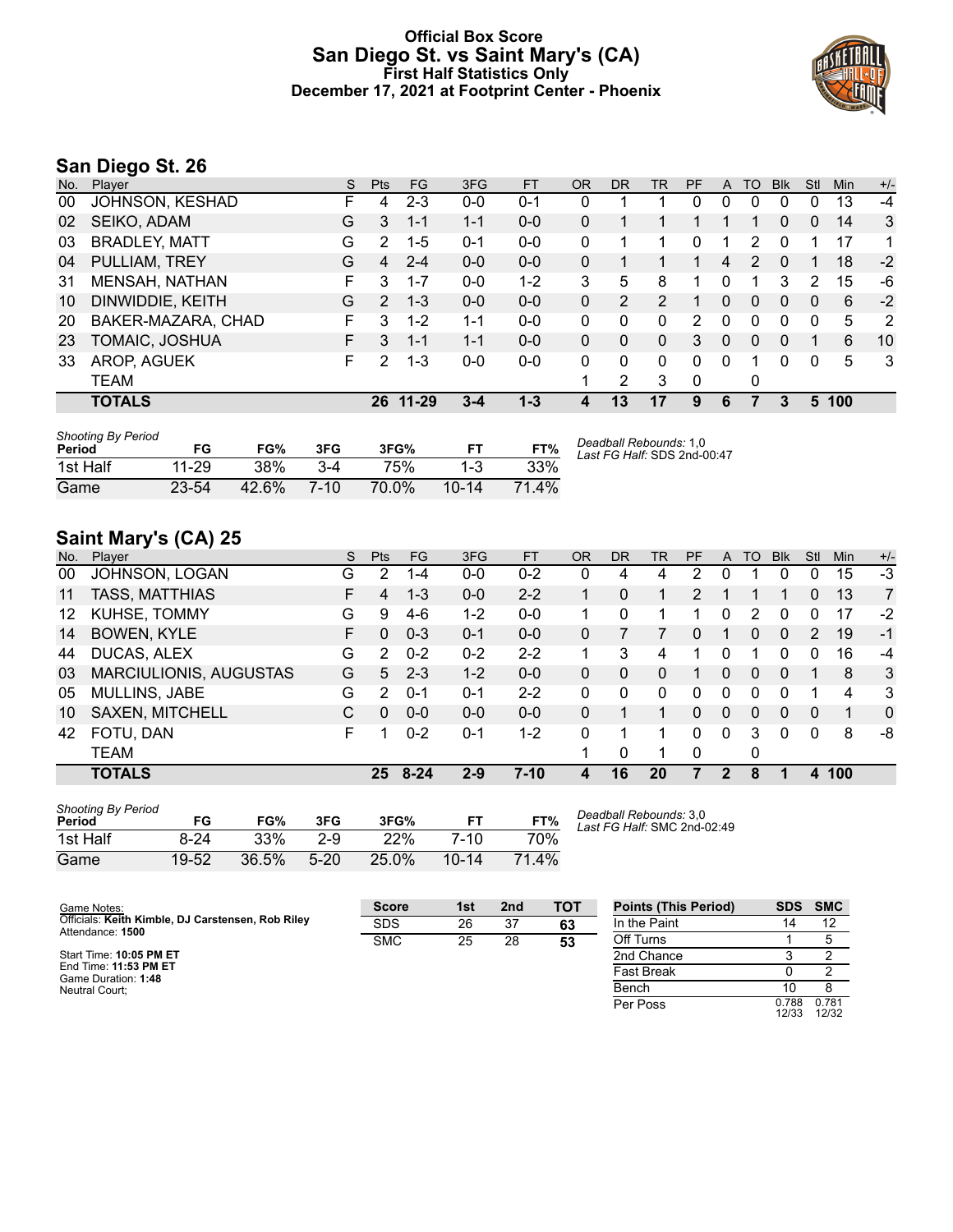# Official Box Score
## San Diego St. vs Saint Mary's (CA)
### First Half Statistics Only
### December 17, 2021 at Footprint Center - Phoenix

## San Diego St. 26

| No. | Player | S | Pts | FG | 3FG | FT | OR | DR | TR | PF | A | TO | Blk | Stl | Min | +/- |
|---|---|---|---|---|---|---|---|---|---|---|---|---|---|---|---|---|
| 00 | JOHNSON, KESHAD | F | 4 | 2-3 | 0-0 | 0-1 | 0 | 1 | 1 | 0 | 0 | 0 | 0 | 0 | 13 | -4 |
| 02 | SEIKO, ADAM | G | 3 | 1-1 | 1-1 | 0-0 | 0 | 1 | 1 | 1 | 1 | 1 | 0 | 0 | 14 | 3 |
| 03 | BRADLEY, MATT | G | 2 | 1-5 | 0-1 | 0-0 | 0 | 1 | 1 | 0 | 1 | 2 | 0 | 1 | 17 | 1 |
| 04 | PULLIAM, TREY | G | 4 | 2-4 | 0-0 | 0-0 | 0 | 1 | 1 | 1 | 4 | 2 | 0 | 1 | 18 | -2 |
| 31 | MENSAH, NATHAN | F | 3 | 1-7 | 0-0 | 1-2 | 3 | 5 | 8 | 1 | 0 | 1 | 3 | 2 | 15 | -6 |
| 10 | DINWIDDIE, KEITH | G | 2 | 1-3 | 0-0 | 0-0 | 0 | 2 | 2 | 1 | 0 | 0 | 0 | 0 | 6 | -2 |
| 20 | BAKER-MAZARA, CHAD | F | 3 | 1-2 | 1-1 | 0-0 | 0 | 0 | 0 | 2 | 0 | 0 | 0 | 0 | 5 | 2 |
| 23 | TOMAIC, JOSHUA | F | 3 | 1-1 | 1-1 | 0-0 | 0 | 0 | 0 | 3 | 0 | 0 | 0 | 1 | 6 | 10 |
| 33 | AROP, AGUEK | F | 2 | 1-3 | 0-0 | 0-0 | 0 | 0 | 0 | 0 | 0 | 1 | 0 | 0 | 5 | 3 |
| | TEAM | | | | | | 1 | 2 | 3 | 0 | | 0 | | | | |
| | **TOTALS** | | **26** | **11-29** | **3-4** | **1-3** | **4** | **13** | **17** | **9** | **6** | **7** | **3** | **5** | **100** | |

*Shooting By Period*

| Period | FG | FG% | 3FG | 3FG% | FT | FT% |
|---|---|---|---|---|---|---|
| 1st Half | 11-29 | 38% | 3-4 | 75% | 1-3 | 33% |
| Game | 23-54 | 42.6% | 7-10 | 70.0% | 10-14 | 71.4% |

*Deadball Rebounds:* 1,0
*Last FG Half:* SDS 2nd-00:47

## Saint Mary's (CA) 25

| No. | Player | S | Pts | FG | 3FG | FT | OR | DR | TR | PF | A | TO | Blk | Stl | Min | +/- |
|---|---|---|---|---|---|---|---|---|---|---|---|---|---|---|---|---|
| 00 | JOHNSON, LOGAN | G | 2 | 1-4 | 0-0 | 0-2 | 0 | 4 | 4 | 2 | 0 | 1 | 0 | 0 | 15 | -3 |
| 11 | TASS, MATTHIAS | F | 4 | 1-3 | 0-0 | 2-2 | 1 | 0 | 1 | 2 | 1 | 1 | 1 | 0 | 13 | 7 |
| 12 | KUHSE, TOMMY | G | 9 | 4-6 | 1-2 | 0-0 | 1 | 0 | 1 | 1 | 0 | 2 | 0 | 0 | 17 | -2 |
| 14 | BOWEN, KYLE | F | 0 | 0-3 | 0-1 | 0-0 | 0 | 7 | 7 | 0 | 1 | 0 | 0 | 2 | 19 | -1 |
| 44 | DUCAS, ALEX | G | 2 | 0-2 | 0-2 | 2-2 | 1 | 3 | 4 | 1 | 0 | 1 | 0 | 0 | 16 | -4 |
| 03 | MARCIULIONIS, AUGUSTAS | G | 5 | 2-3 | 1-2 | 0-0 | 0 | 0 | 0 | 1 | 0 | 0 | 0 | 1 | 8 | 3 |
| 05 | MULLINS, JABE | G | 2 | 0-1 | 0-1 | 2-2 | 0 | 0 | 0 | 0 | 0 | 0 | 0 | 1 | 4 | 3 |
| 10 | SAXEN, MITCHELL | C | 0 | 0-0 | 0-0 | 0-0 | 0 | 1 | 1 | 0 | 0 | 0 | 0 | 0 | 1 | 0 |
| 42 | FOTU, DAN | F | 1 | 0-2 | 0-1 | 1-2 | 0 | 1 | 1 | 0 | 0 | 3 | 0 | 0 | 8 | -8 |
| | TEAM | | | | | | 1 | 0 | 1 | 0 | | 0 | | | | |
| | **TOTALS** | | **25** | **8-24** | **2-9** | **7-10** | **4** | **16** | **20** | **7** | **2** | **8** | **1** | **4** | **100** | |

*Shooting By Period*

| Period | FG | FG% | 3FG | 3FG% | FT | FT% |
|---|---|---|---|---|---|---|
| 1st Half | 8-24 | 33% | 2-9 | 22% | 7-10 | 70% |
| Game | 19-52 | 36.5% | 5-20 | 25.0% | 10-14 | 71.4% |

*Deadball Rebounds:* 3,0
*Last FG Half:* SMC 2nd-02:49

Game Notes:
Officials: **Keith Kimble, DJ Carstensen, Rob Riley**
Attendance: **1500**

Start Time: **10:05 PM ET**
End Time: **11:53 PM ET**
Game Duration: **1:48**
Neutral Court;

| Score | 1st | 2nd | TOT |
|---|---|---|---|
| SDS | 26 | 37 | **63** |
| SMC | 25 | 28 | **53** |

| Points (This Period) | SDS | SMC |
|---|---|---|
| In the Paint | 14 | 12 |
| Off Turns | 1 | 5 |
| 2nd Chance | 3 | 2 |
| Fast Break | 0 | 2 |
| Bench | 10 | 8 |
| Per Poss | 0.788 12/33 | 0.781 12/32 |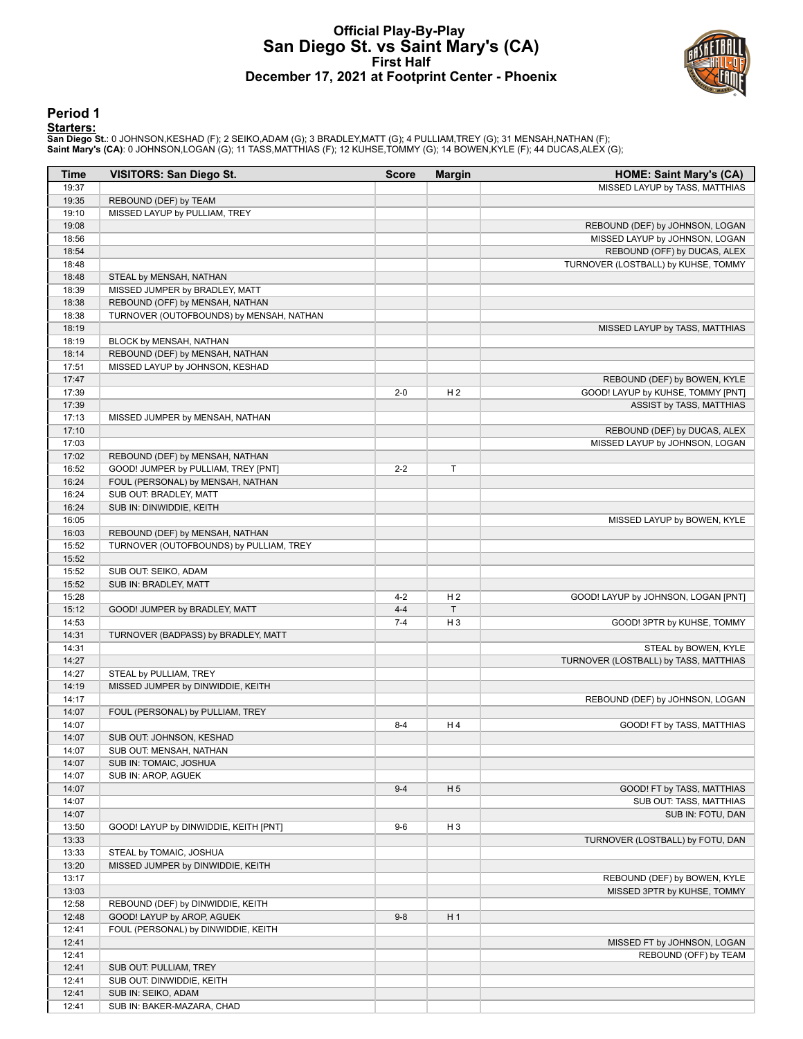# Official Play-By-Play
# San Diego St. vs Saint Mary's (CA)
## First Half
## December 17, 2021 at Footprint Center - Phoenix

### Period 1

**Starters:**

**San Diego St.**: 0 JOHNSON,KESHAD (F); 2 SEIKO,ADAM (G); 3 BRADLEY,MATT (G); 4 PULLIAM,TREY (G); 31 MENSAH,NATHAN (F);
**Saint Mary's (CA)**: 0 JOHNSON,LOGAN (G); 11 TASS,MATTHIAS (F); 12 KUHSE,TOMMY (G); 14 BOWEN,KYLE (F); 44 DUCAS,ALEX (G);

| Time | VISITORS: San Diego St. | Score | Margin | HOME: Saint Mary's (CA) |
|---|---|---|---|---|
| 19:37 | | | | MISSED LAYUP by TASS, MATTHIAS |
| 19:35 | REBOUND (DEF) by TEAM | | | |
| 19:10 | MISSED LAYUP by PULLIAM, TREY | | | |
| 19:08 | | | | REBOUND (DEF) by JOHNSON, LOGAN |
| 18:56 | | | | MISSED LAYUP by JOHNSON, LOGAN |
| 18:54 | | | | REBOUND (OFF) by DUCAS, ALEX |
| 18:48 | | | | TURNOVER (LOSTBALL) by KUHSE, TOMMY |
| 18:48 | STEAL by MENSAH, NATHAN | | | |
| 18:39 | MISSED JUMPER by BRADLEY, MATT | | | |
| 18:38 | REBOUND (OFF) by MENSAH, NATHAN | | | |
| 18:38 | TURNOVER (OUTOFBOUNDS) by MENSAH, NATHAN | | | |
| 18:19 | | | | MISSED LAYUP by TASS, MATTHIAS |
| 18:19 | BLOCK by MENSAH, NATHAN | | | |
| 18:14 | REBOUND (DEF) by MENSAH, NATHAN | | | |
| 17:51 | MISSED LAYUP by JOHNSON, KESHAD | | | |
| 17:47 | | | | REBOUND (DEF) by BOWEN, KYLE |
| 17:39 | | 2-0 | H 2 | GOOD! LAYUP by KUHSE, TOMMY [PNT] |
| 17:39 | | | | ASSIST by TASS, MATTHIAS |
| 17:13 | MISSED JUMPER by MENSAH, NATHAN | | | |
| 17:10 | | | | REBOUND (DEF) by DUCAS, ALEX |
| 17:03 | | | | MISSED LAYUP by JOHNSON, LOGAN |
| 17:02 | REBOUND (DEF) by MENSAH, NATHAN | | | |
| 16:52 | GOOD! JUMPER by PULLIAM, TREY [PNT] | 2-2 | T | |
| 16:24 | FOUL (PERSONAL) by MENSAH, NATHAN | | | |
| 16:24 | SUB OUT: BRADLEY, MATT | | | |
| 16:24 | SUB IN: DINWIDDIE, KEITH | | | |
| 16:05 | | | | MISSED LAYUP by BOWEN, KYLE |
| 16:03 | REBOUND (DEF) by MENSAH, NATHAN | | | |
| 15:52 | TURNOVER (OUTOFBOUNDS) by PULLIAM, TREY | | | |
| 15:52 | | | | |
| 15:52 | SUB OUT: SEIKO, ADAM | | | |
| 15:52 | SUB IN: BRADLEY, MATT | | | |
| 15:28 | | 4-2 | H 2 | GOOD! LAYUP by JOHNSON, LOGAN [PNT] |
| 15:12 | GOOD! JUMPER by BRADLEY, MATT | 4-4 | T | |
| 14:53 | | 7-4 | H 3 | GOOD! 3PTR by KUHSE, TOMMY |
| 14:31 | TURNOVER (BADPASS) by BRADLEY, MATT | | | |
| 14:31 | | | | STEAL by BOWEN, KYLE |
| 14:27 | | | | TURNOVER (LOSTBALL) by TASS, MATTHIAS |
| 14:27 | STEAL by PULLIAM, TREY | | | |
| 14:19 | MISSED JUMPER by DINWIDDIE, KEITH | | | |
| 14:17 | | | | REBOUND (DEF) by JOHNSON, LOGAN |
| 14:07 | FOUL (PERSONAL) by PULLIAM, TREY | | | |
| 14:07 | | 8-4 | H 4 | GOOD! FT by TASS, MATTHIAS |
| 14:07 | SUB OUT: JOHNSON, KESHAD | | | |
| 14:07 | SUB OUT: MENSAH, NATHAN | | | |
| 14:07 | SUB IN: TOMAIC, JOSHUA | | | |
| 14:07 | SUB IN: AROP, AGUEK | | | |
| 14:07 | | 9-4 | H 5 | GOOD! FT by TASS, MATTHIAS |
| 14:07 | | | | SUB OUT: TASS, MATTHIAS |
| 14:07 | | | | SUB IN: FOTU, DAN |
| 13:50 | GOOD! LAYUP by DINWIDDIE, KEITH [PNT] | 9-6 | H 3 | |
| 13:33 | | | | TURNOVER (LOSTBALL) by FOTU, DAN |
| 13:33 | STEAL by TOMAIC, JOSHUA | | | |
| 13:20 | MISSED JUMPER by DINWIDDIE, KEITH | | | |
| 13:17 | | | | REBOUND (DEF) by BOWEN, KYLE |
| 13:03 | | | | MISSED 3PTR by KUHSE, TOMMY |
| 12:58 | REBOUND (DEF) by DINWIDDIE, KEITH | | | |
| 12:48 | GOOD! LAYUP by AROP, AGUEK | 9-8 | H 1 | |
| 12:41 | FOUL (PERSONAL) by DINWIDDIE, KEITH | | | |
| 12:41 | | | | MISSED FT by JOHNSON, LOGAN |
| 12:41 | | | | REBOUND (OFF) by TEAM |
| 12:41 | SUB OUT: PULLIAM, TREY | | | |
| 12:41 | SUB OUT: DINWIDDIE, KEITH | | | |
| 12:41 | SUB IN: SEIKO, ADAM | | | |
| 12:41 | SUB IN: BAKER-MAZARA, CHAD | | | |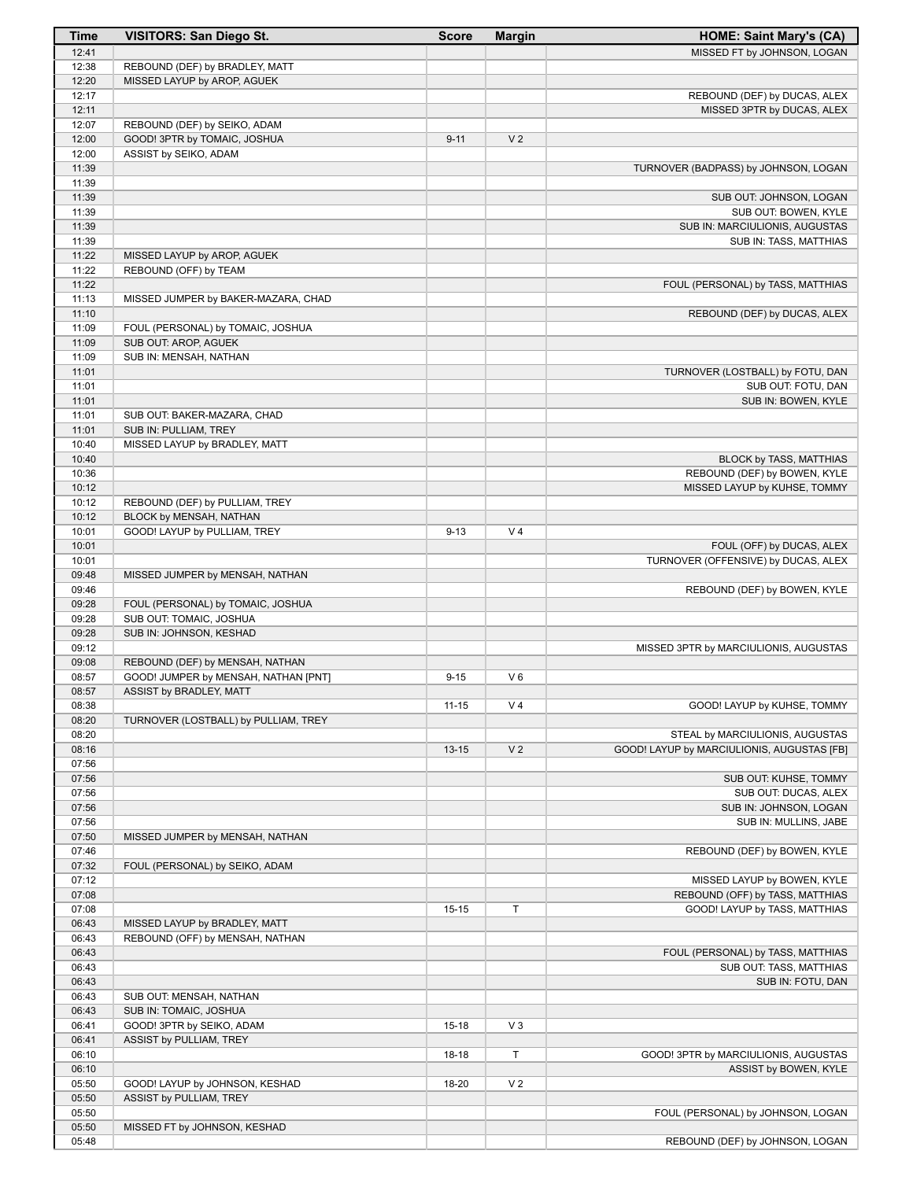| Time | VISITORS: San Diego St. | Score | Margin | HOME: Saint Mary's (CA) |
| --- | --- | --- | --- | --- |
| 12:41 | | | | MISSED FT by JOHNSON, LOGAN |
| 12:38 | REBOUND (DEF) by BRADLEY, MATT | | | |
| 12:20 | MISSED LAYUP by AROP, AGUEK | | | |
| 12:17 | | | | REBOUND (DEF) by DUCAS, ALEX |
| 12:11 | | | | MISSED 3PTR by DUCAS, ALEX |
| 12:07 | REBOUND (DEF) by SEIKO, ADAM | | | |
| 12:00 | GOOD! 3PTR by TOMAIC, JOSHUA | 9-11 | V 2 | |
| 12:00 | ASSIST by SEIKO, ADAM | | | |
| 11:39 | | | | TURNOVER (BADPASS) by JOHNSON, LOGAN |
| 11:39 | | | | |
| 11:39 | | | | SUB OUT: JOHNSON, LOGAN |
| 11:39 | | | | SUB OUT: BOWEN, KYLE |
| 11:39 | | | | SUB IN: MARCIULIONIS, AUGUSTAS |
| 11:39 | | | | SUB IN: TASS, MATTHIAS |
| 11:22 | MISSED LAYUP by AROP, AGUEK | | | |
| 11:22 | REBOUND (OFF) by TEAM | | | |
| 11:22 | | | | FOUL (PERSONAL) by TASS, MATTHIAS |
| 11:13 | MISSED JUMPER by BAKER-MAZARA, CHAD | | | |
| 11:10 | | | | REBOUND (DEF) by DUCAS, ALEX |
| 11:09 | FOUL (PERSONAL) by TOMAIC, JOSHUA | | | |
| 11:09 | SUB OUT: AROP, AGUEK | | | |
| 11:09 | SUB IN: MENSAH, NATHAN | | | |
| 11:01 | | | | TURNOVER (LOSTBALL) by FOTU, DAN |
| 11:01 | | | | SUB OUT: FOTU, DAN |
| 11:01 | | | | SUB IN: BOWEN, KYLE |
| 11:01 | SUB OUT: BAKER-MAZARA, CHAD | | | |
| 11:01 | SUB IN: PULLIAM, TREY | | | |
| 10:40 | MISSED LAYUP by BRADLEY, MATT | | | |
| 10:40 | | | | BLOCK by TASS, MATTHIAS |
| 10:36 | | | | REBOUND (DEF) by BOWEN, KYLE |
| 10:12 | | | | MISSED LAYUP by KUHSE, TOMMY |
| 10:12 | REBOUND (DEF) by PULLIAM, TREY | | | |
| 10:12 | BLOCK by MENSAH, NATHAN | | | |
| 10:01 | GOOD! LAYUP by PULLIAM, TREY | 9-13 | V 4 | |
| 10:01 | | | | FOUL (OFF) by DUCAS, ALEX |
| 10:01 | | | | TURNOVER (OFFENSIVE) by DUCAS, ALEX |
| 09:48 | MISSED JUMPER by MENSAH, NATHAN | | | |
| 09:46 | | | | REBOUND (DEF) by BOWEN, KYLE |
| 09:28 | FOUL (PERSONAL) by TOMAIC, JOSHUA | | | |
| 09:28 | SUB OUT: TOMAIC, JOSHUA | | | |
| 09:28 | SUB IN: JOHNSON, KESHAD | | | |
| 09:12 | | | | MISSED 3PTR by MARCIULIONIS, AUGUSTAS |
| 09:08 | REBOUND (DEF) by MENSAH, NATHAN | | | |
| 08:57 | GOOD! JUMPER by MENSAH, NATHAN [PNT] | 9-15 | V 6 | |
| 08:57 | ASSIST by BRADLEY, MATT | | | |
| 08:38 | | 11-15 | V 4 | GOOD! LAYUP by KUHSE, TOMMY |
| 08:20 | TURNOVER (LOSTBALL) by PULLIAM, TREY | | | |
| 08:20 | | | | STEAL by MARCIULIONIS, AUGUSTAS |
| 08:16 | | 13-15 | V 2 | GOOD! LAYUP by MARCIULIONIS, AUGUSTAS [FB] |
| 07:56 | | | | |
| 07:56 | | | | SUB OUT: KUHSE, TOMMY |
| 07:56 | | | | SUB OUT: DUCAS, ALEX |
| 07:56 | | | | SUB IN: JOHNSON, LOGAN |
| 07:56 | | | | SUB IN: MULLINS, JABE |
| 07:50 | MISSED JUMPER by MENSAH, NATHAN | | | |
| 07:46 | | | | REBOUND (DEF) by BOWEN, KYLE |
| 07:32 | FOUL (PERSONAL) by SEIKO, ADAM | | | |
| 07:12 | | | | MISSED LAYUP by BOWEN, KYLE |
| 07:08 | | | | REBOUND (OFF) by TASS, MATTHIAS |
| 07:08 | | 15-15 | T | GOOD! LAYUP by TASS, MATTHIAS |
| 06:43 | MISSED LAYUP by BRADLEY, MATT | | | |
| 06:43 | REBOUND (OFF) by MENSAH, NATHAN | | | |
| 06:43 | | | | FOUL (PERSONAL) by TASS, MATTHIAS |
| 06:43 | | | | SUB OUT: TASS, MATTHIAS |
| 06:43 | | | | SUB IN: FOTU, DAN |
| 06:43 | SUB OUT: MENSAH, NATHAN | | | |
| 06:43 | SUB IN: TOMAIC, JOSHUA | | | |
| 06:41 | GOOD! 3PTR by SEIKO, ADAM | 15-18 | V 3 | |
| 06:41 | ASSIST by PULLIAM, TREY | | | |
| 06:10 | | 18-18 | T | GOOD! 3PTR by MARCIULIONIS, AUGUSTAS |
| 06:10 | | | | ASSIST by BOWEN, KYLE |
| 05:50 | GOOD! LAYUP by JOHNSON, KESHAD | 18-20 | V 2 | |
| 05:50 | ASSIST by PULLIAM, TREY | | | |
| 05:50 | | | | FOUL (PERSONAL) by JOHNSON, LOGAN |
| 05:50 | MISSED FT by JOHNSON, KESHAD | | | |
| 05:48 | | | | REBOUND (DEF) by JOHNSON, LOGAN |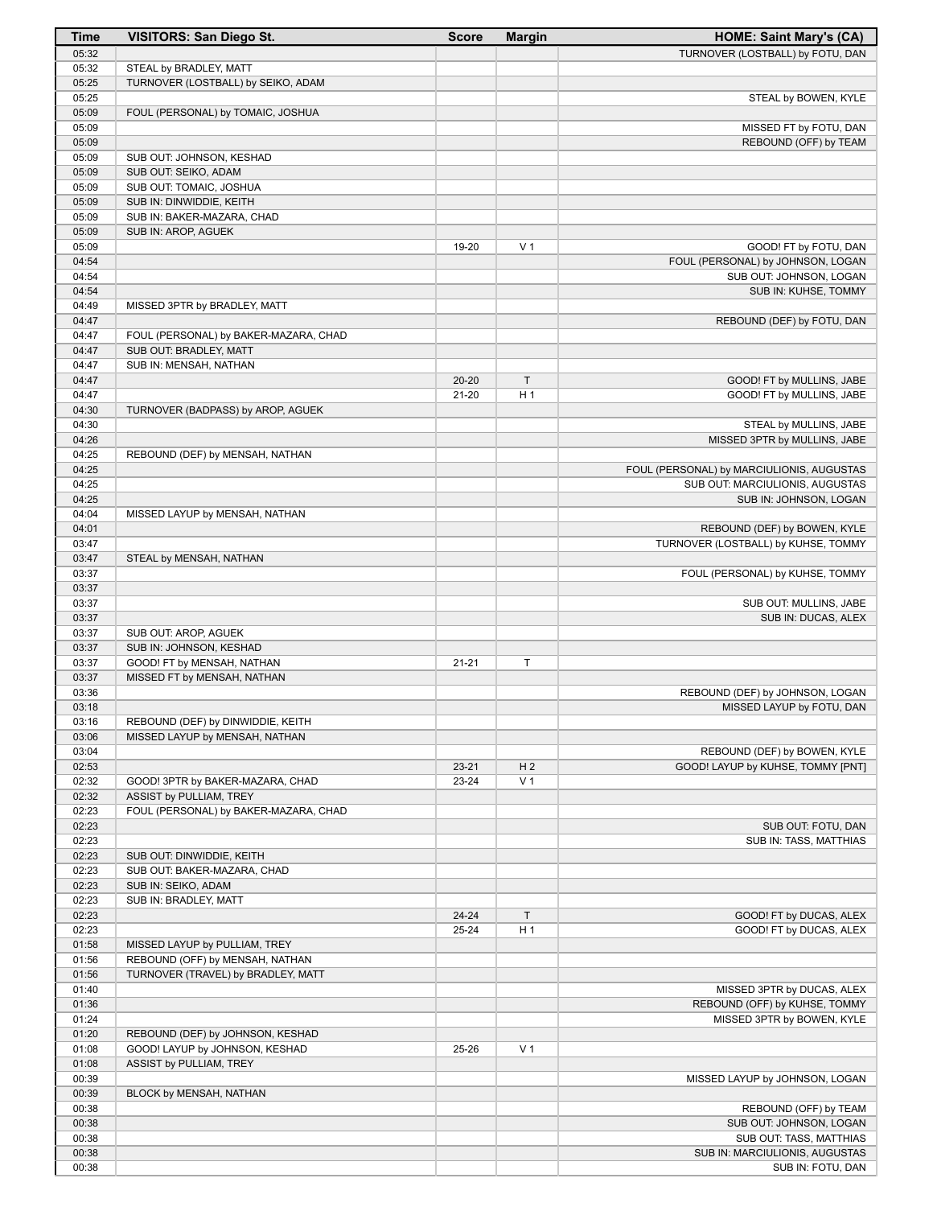| Time | VISITORS: San Diego St. | Score | Margin | HOME: Saint Mary's (CA) |
|---|---|---|---|---|
| 05:32 | | | | TURNOVER (LOSTBALL) by FOTU, DAN |
| 05:32 | STEAL by BRADLEY, MATT | | | |
| 05:25 | TURNOVER (LOSTBALL) by SEIKO, ADAM | | | |
| 05:25 | | | | STEAL by BOWEN, KYLE |
| 05:09 | FOUL (PERSONAL) by TOMAIC, JOSHUA | | | |
| 05:09 | | | | MISSED FT by FOTU, DAN |
| 05:09 | | | | REBOUND (OFF) by TEAM |
| 05:09 | SUB OUT: JOHNSON, KESHAD | | | |
| 05:09 | SUB OUT: SEIKO, ADAM | | | |
| 05:09 | SUB OUT: TOMAIC, JOSHUA | | | |
| 05:09 | SUB IN: DINWIDDIE, KEITH | | | |
| 05:09 | SUB IN: BAKER-MAZARA, CHAD | | | |
| 05:09 | SUB IN: AROP, AGUEK | | | |
| 05:09 | | 19-20 | V 1 | GOOD! FT by FOTU, DAN |
| 04:54 | | | | FOUL (PERSONAL) by JOHNSON, LOGAN |
| 04:54 | | | | SUB OUT: JOHNSON, LOGAN |
| 04:54 | | | | SUB IN: KUHSE, TOMMY |
| 04:49 | MISSED 3PTR by BRADLEY, MATT | | | |
| 04:47 | | | | REBOUND (DEF) by FOTU, DAN |
| 04:47 | FOUL (PERSONAL) by BAKER-MAZARA, CHAD | | | |
| 04:47 | SUB OUT: BRADLEY, MATT | | | |
| 04:47 | SUB IN: MENSAH, NATHAN | | | |
| 04:47 | | 20-20 | T | GOOD! FT by MULLINS, JABE |
| 04:47 | | 21-20 | H 1 | GOOD! FT by MULLINS, JABE |
| 04:30 | TURNOVER (BADPASS) by AROP, AGUEK | | | |
| 04:30 | | | | STEAL by MULLINS, JABE |
| 04:26 | | | | MISSED 3PTR by MULLINS, JABE |
| 04:25 | REBOUND (DEF) by MENSAH, NATHAN | | | |
| 04:25 | | | | FOUL (PERSONAL) by MARCIULIONIS, AUGUSTAS |
| 04:25 | | | | SUB OUT: MARCIULIONIS, AUGUSTAS |
| 04:25 | | | | SUB IN: JOHNSON, LOGAN |
| 04:04 | MISSED LAYUP by MENSAH, NATHAN | | | |
| 04:01 | | | | REBOUND (DEF) by BOWEN, KYLE |
| 03:47 | | | | TURNOVER (LOSTBALL) by KUHSE, TOMMY |
| 03:47 | STEAL by MENSAH, NATHAN | | | |
| 03:37 | | | | FOUL (PERSONAL) by KUHSE, TOMMY |
| 03:37 | | | | |
| 03:37 | | | | SUB OUT: MULLINS, JABE |
| 03:37 | | | | SUB IN: DUCAS, ALEX |
| 03:37 | SUB OUT: AROP, AGUEK | | | |
| 03:37 | SUB IN: JOHNSON, KESHAD | | | |
| 03:37 | GOOD! FT by MENSAH, NATHAN | 21-21 | T | |
| 03:37 | MISSED FT by MENSAH, NATHAN | | | |
| 03:36 | | | | REBOUND (DEF) by JOHNSON, LOGAN |
| 03:18 | | | | MISSED LAYUP by FOTU, DAN |
| 03:16 | REBOUND (DEF) by DINWIDDIE, KEITH | | | |
| 03:06 | MISSED LAYUP by MENSAH, NATHAN | | | |
| 03:04 | | | | REBOUND (DEF) by BOWEN, KYLE |
| 02:53 | | 23-21 | H 2 | GOOD! LAYUP by KUHSE, TOMMY [PNT] |
| 02:32 | GOOD! 3PTR by BAKER-MAZARA, CHAD | 23-24 | V 1 | |
| 02:32 | ASSIST by PULLIAM, TREY | | | |
| 02:23 | FOUL (PERSONAL) by BAKER-MAZARA, CHAD | | | |
| 02:23 | | | | SUB OUT: FOTU, DAN |
| 02:23 | | | | SUB IN: TASS, MATTHIAS |
| 02:23 | SUB OUT: DINWIDDIE, KEITH | | | |
| 02:23 | SUB OUT: BAKER-MAZARA, CHAD | | | |
| 02:23 | SUB IN: SEIKO, ADAM | | | |
| 02:23 | SUB IN: BRADLEY, MATT | | | |
| 02:23 | | 24-24 | T | GOOD! FT by DUCAS, ALEX |
| 02:23 | | 25-24 | H 1 | GOOD! FT by DUCAS, ALEX |
| 01:58 | MISSED LAYUP by PULLIAM, TREY | | | |
| 01:56 | REBOUND (OFF) by MENSAH, NATHAN | | | |
| 01:56 | TURNOVER (TRAVEL) by BRADLEY, MATT | | | |
| 01:40 | | | | MISSED 3PTR by DUCAS, ALEX |
| 01:36 | | | | REBOUND (OFF) by KUHSE, TOMMY |
| 01:24 | | | | MISSED 3PTR by BOWEN, KYLE |
| 01:20 | REBOUND (DEF) by JOHNSON, KESHAD | | | |
| 01:08 | GOOD! LAYUP by JOHNSON, KESHAD | 25-26 | V 1 | |
| 01:08 | ASSIST by PULLIAM, TREY | | | |
| 00:39 | | | | MISSED LAYUP by JOHNSON, LOGAN |
| 00:39 | BLOCK by MENSAH, NATHAN | | | |
| 00:38 | | | | REBOUND (OFF) by TEAM |
| 00:38 | | | | SUB OUT: JOHNSON, LOGAN |
| 00:38 | | | | SUB OUT: TASS, MATTHIAS |
| 00:38 | | | | SUB IN: MARCIULIONIS, AUGUSTAS |
| 00:38 | | | | SUB IN: FOTU, DAN |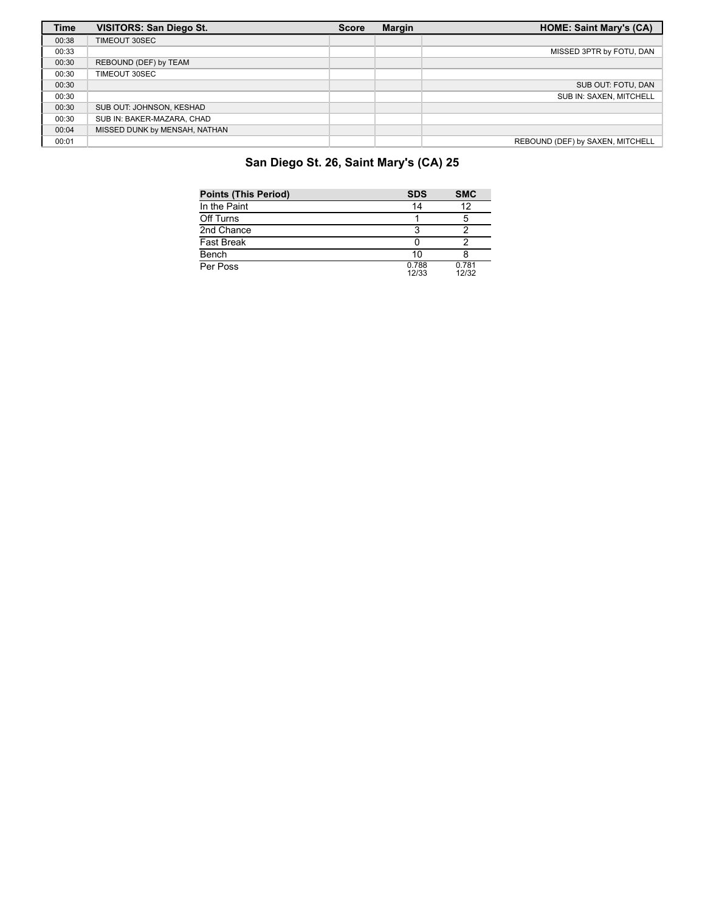| Time | VISITORS: San Diego St. | Score | Margin | HOME: Saint Mary's (CA) |
| --- | --- | --- | --- | --- |
| 00:38 | TIMEOUT 30SEC | | | |
| 00:33 | | | | MISSED 3PTR by FOTU, DAN |
| 00:30 | REBOUND (DEF) by TEAM | | | |
| 00:30 | TIMEOUT 30SEC | | | |
| 00:30 | | | | SUB OUT: FOTU, DAN |
| 00:30 | | | | SUB IN: SAXEN, MITCHELL |
| 00:30 | SUB OUT: JOHNSON, KESHAD | | | |
| 00:30 | SUB IN: BAKER-MAZARA, CHAD | | | |
| 00:04 | MISSED DUNK by MENSAH, NATHAN | | | |
| 00:01 | | | | REBOUND (DEF) by SAXEN, MITCHELL |

## San Diego St. 26, Saint Mary's (CA) 25

| Points (This Period) | SDS | SMC |
| --- | --- | --- |
| In the Paint | 14 | 12 |
| Off Turns | 1 | 5 |
| 2nd Chance | 3 | 2 |
| Fast Break | 0 | 2 |
| Bench | 10 | 8 |
| Per Poss | 0.788 12/33 | 0.781 12/32 |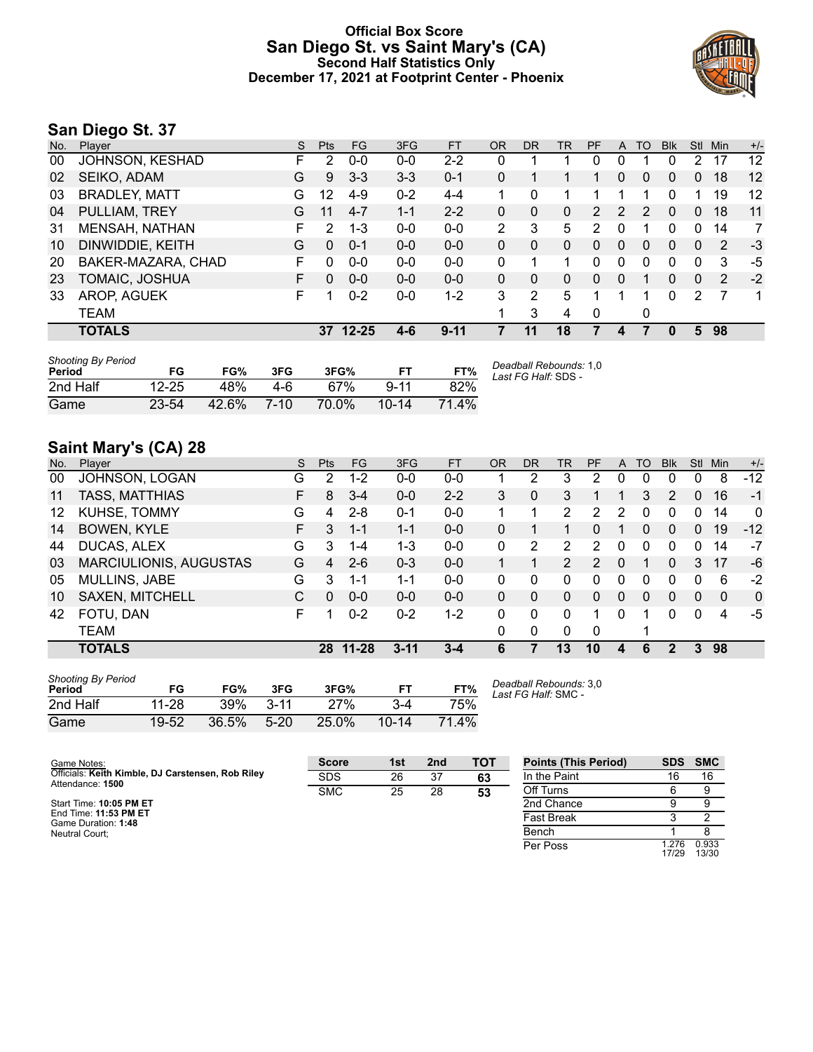# Official Box Score
# San Diego St. vs Saint Mary's (CA)
## Second Half Statistics Only
### December 17, 2021 at Footprint Center - Phoenix

## San Diego St. 37

| No. | Player | S | Pts | FG | 3FG | FT | OR | DR | TR | PF | A | TO | Blk | Stl | Min | +/- |
|---|---|---|---|---|---|---|---|---|---|---|---|---|---|---|---|---|
| 00 | JOHNSON, KESHAD | F | 2 | 0-0 | 0-0 | 2-2 | 0 | 1 | 1 | 0 | 0 | 1 | 0 | 2 | 17 | 12 |
| 02 | SEIKO, ADAM | G | 9 | 3-3 | 3-3 | 0-1 | 0 | 1 | 1 | 1 | 0 | 0 | 0 | 0 | 18 | 12 |
| 03 | BRADLEY, MATT | G | 12 | 4-9 | 0-2 | 4-4 | 1 | 0 | 1 | 1 | 1 | 1 | 0 | 1 | 19 | 12 |
| 04 | PULLIAM, TREY | G | 11 | 4-7 | 1-1 | 2-2 | 0 | 0 | 0 | 2 | 2 | 2 | 0 | 0 | 18 | 11 |
| 31 | MENSAH, NATHAN | F | 2 | 1-3 | 0-0 | 0-0 | 2 | 3 | 5 | 2 | 0 | 1 | 0 | 0 | 14 | 7 |
| 10 | DINWIDDIE, KEITH | G | 0 | 0-1 | 0-0 | 0-0 | 0 | 0 | 0 | 0 | 0 | 0 | 0 | 0 | 2 | -3 |
| 20 | BAKER-MAZARA, CHAD | F | 0 | 0-0 | 0-0 | 0-0 | 0 | 1 | 1 | 0 | 0 | 0 | 0 | 0 | 3 | -5 |
| 23 | TOMAIC, JOSHUA | F | 0 | 0-0 | 0-0 | 0-0 | 0 | 0 | 0 | 0 | 0 | 1 | 0 | 0 | 2 | -2 |
| 33 | AROP, AGUEK | F | 1 | 0-2 | 0-0 | 1-2 | 3 | 2 | 5 | 1 | 1 | 1 | 0 | 2 | 7 | 1 |
| | TEAM | | | | | | 1 | 3 | 4 | 0 | | 0 | | | | |
| | **TOTALS** | | **37** | **12-25** | **4-6** | **9-11** | **7** | **11** | **18** | **7** | **4** | **7** | **0** | **5** | **98** | |

*Shooting By Period*

| Period | FG | FG% | 3FG | 3FG% | FT | FT% |
|---|---|---|---|---|---|---|
| 2nd Half | 12-25 | 48% | 4-6 | 67% | 9-11 | 82% |
| Game | 23-54 | 42.6% | 7-10 | 70.0% | 10-14 | 71.4% |

*Deadball Rebounds:* 1,0
*Last FG Half:* SDS -

## Saint Mary's (CA) 28

| No. | Player | S | Pts | FG | 3FG | FT | OR | DR | TR | PF | A | TO | Blk | Stl | Min | +/- |
|---|---|---|---|---|---|---|---|---|---|---|---|---|---|---|---|---|
| 00 | JOHNSON, LOGAN | G | 2 | 1-2 | 0-0 | 0-0 | 1 | 2 | 3 | 2 | 0 | 0 | 0 | 0 | 8 | -12 |
| 11 | TASS, MATTHIAS | F | 8 | 3-4 | 0-0 | 2-2 | 3 | 0 | 3 | 1 | 1 | 3 | 2 | 0 | 16 | -1 |
| 12 | KUHSE, TOMMY | G | 4 | 2-8 | 0-1 | 0-0 | 1 | 1 | 2 | 2 | 2 | 0 | 0 | 0 | 14 | 0 |
| 14 | BOWEN, KYLE | F | 3 | 1-1 | 1-1 | 0-0 | 0 | 1 | 1 | 0 | 1 | 0 | 0 | 0 | 19 | -12 |
| 44 | DUCAS, ALEX | G | 3 | 1-4 | 1-3 | 0-0 | 0 | 2 | 2 | 2 | 0 | 0 | 0 | 0 | 14 | -7 |
| 03 | MARCIULIONIS, AUGUSTAS | G | 4 | 2-6 | 0-3 | 0-0 | 1 | 1 | 2 | 2 | 0 | 1 | 0 | 3 | 17 | -6 |
| 05 | MULLINS, JABE | G | 3 | 1-1 | 1-1 | 0-0 | 0 | 0 | 0 | 0 | 0 | 0 | 0 | 0 | 6 | -2 |
| 10 | SAXEN, MITCHELL | C | 0 | 0-0 | 0-0 | 0-0 | 0 | 0 | 0 | 0 | 0 | 0 | 0 | 0 | 0 | 0 |
| 42 | FOTU, DAN | F | 1 | 0-2 | 0-2 | 1-2 | 0 | 0 | 0 | 1 | 0 | 1 | 0 | 0 | 4 | -5 |
| | TEAM | | | | | | 0 | 0 | 0 | 0 | | 1 | | | | |
| | **TOTALS** | | **28** | **11-28** | **3-11** | **3-4** | **6** | **7** | **13** | **10** | **4** | **6** | **2** | **3** | **98** | |

*Shooting By Period*

| Period | FG | FG% | 3FG | 3FG% | FT | FT% |
|---|---|---|---|---|---|---|
| 2nd Half | 11-28 | 39% | 3-11 | 27% | 3-4 | 75% |
| Game | 19-52 | 36.5% | 5-20 | 25.0% | 10-14 | 71.4% |

*Deadball Rebounds:* 3,0
*Last FG Half:* SMC -

Game Notes:
Officials: **Keith Kimble, DJ Carstensen, Rob Riley**
Attendance: **1500**

Start Time: **10:05 PM ET**
End Time: **11:53 PM ET**
Game Duration: **1:48**
Neutral Court;

| Score | 1st | 2nd | TOT |
|---|---|---|---|
| SDS | 26 | 37 | **63** |
| SMC | 25 | 28 | **53** |

| Points (This Period) | SDS | SMC |
|---|---|---|
| In the Paint | 16 | 16 |
| Off Turns | 6 | 9 |
| 2nd Chance | 9 | 9 |
| Fast Break | 3 | 2 |
| Bench | 1 | 8 |
| Per Poss | 1.276 17/29 | 0.933 13/30 |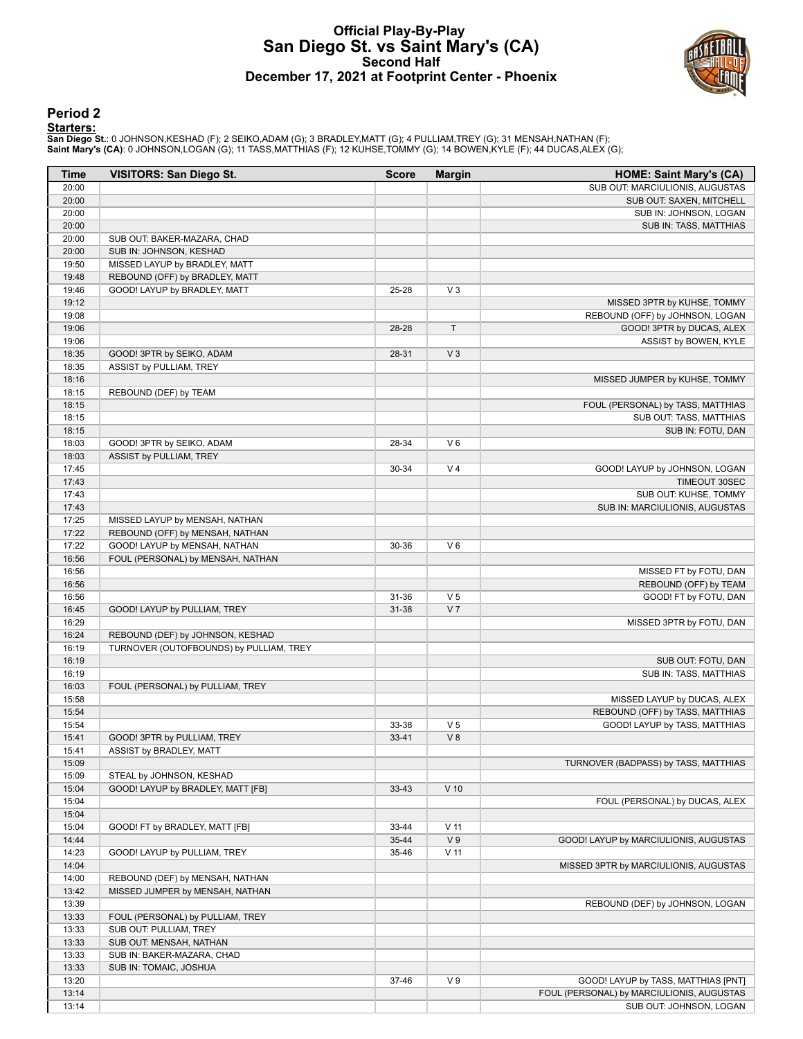# Official Play-By-Play
# San Diego St. vs Saint Mary's (CA)
## Second Half
## December 17, 2021 at Footprint Center - Phoenix

### Period 2

**Starters:**

**San Diego St.**: 0 JOHNSON,KESHAD (F); 2 SEIKO,ADAM (G); 3 BRADLEY,MATT (G); 4 PULLIAM,TREY (G); 31 MENSAH,NATHAN (F);
**Saint Mary's (CA)**: 0 JOHNSON,LOGAN (G); 11 TASS,MATTHIAS (F); 12 KUHSE,TOMMY (G); 14 BOWEN,KYLE (F); 44 DUCAS,ALEX (G);

| Time | VISITORS: San Diego St. | Score | Margin | HOME: Saint Mary's (CA) |
|---|---|---|---|---|
| 20:00 | | | | SUB OUT: MARCIULIONIS, AUGUSTAS |
| 20:00 | | | | SUB OUT: SAXEN, MITCHELL |
| 20:00 | | | | SUB IN: JOHNSON, LOGAN |
| 20:00 | | | | SUB IN: TASS, MATTHIAS |
| 20:00 | SUB OUT: BAKER-MAZARA, CHAD | | | |
| 20:00 | SUB IN: JOHNSON, KESHAD | | | |
| 19:50 | MISSED LAYUP by BRADLEY, MATT | | | |
| 19:48 | REBOUND (OFF) by BRADLEY, MATT | | | |
| 19:46 | GOOD! LAYUP by BRADLEY, MATT | 25-28 | V 3 | |
| 19:12 | | | | MISSED 3PTR by KUHSE, TOMMY |
| 19:08 | | | | REBOUND (OFF) by JOHNSON, LOGAN |
| 19:06 | | 28-28 | T | GOOD! 3PTR by DUCAS, ALEX |
| 19:06 | | | | ASSIST by BOWEN, KYLE |
| 18:35 | GOOD! 3PTR by SEIKO, ADAM | 28-31 | V 3 | |
| 18:35 | ASSIST by PULLIAM, TREY | | | |
| 18:16 | | | | MISSED JUMPER by KUHSE, TOMMY |
| 18:15 | REBOUND (DEF) by TEAM | | | |
| 18:15 | | | | FOUL (PERSONAL) by TASS, MATTHIAS |
| 18:15 | | | | SUB OUT: TASS, MATTHIAS |
| 18:15 | | | | SUB IN: FOTU, DAN |
| 18:03 | GOOD! 3PTR by SEIKO, ADAM | 28-34 | V 6 | |
| 18:03 | ASSIST by PULLIAM, TREY | | | |
| 17:45 | | 30-34 | V 4 | GOOD! LAYUP by JOHNSON, LOGAN |
| 17:43 | | | | TIMEOUT 30SEC |
| 17:43 | | | | SUB OUT: KUHSE, TOMMY |
| 17:43 | | | | SUB IN: MARCIULIONIS, AUGUSTAS |
| 17:25 | MISSED LAYUP by MENSAH, NATHAN | | | |
| 17:22 | REBOUND (OFF) by MENSAH, NATHAN | | | |
| 17:22 | GOOD! LAYUP by MENSAH, NATHAN | 30-36 | V 6 | |
| 16:56 | FOUL (PERSONAL) by MENSAH, NATHAN | | | |
| 16:56 | | | | MISSED FT by FOTU, DAN |
| 16:56 | | | | REBOUND (OFF) by TEAM |
| 16:56 | | 31-36 | V 5 | GOOD! FT by FOTU, DAN |
| 16:45 | GOOD! LAYUP by PULLIAM, TREY | 31-38 | V 7 | |
| 16:29 | | | | MISSED 3PTR by FOTU, DAN |
| 16:24 | REBOUND (DEF) by JOHNSON, KESHAD | | | |
| 16:19 | TURNOVER (OUTOFBOUNDS) by PULLIAM, TREY | | | |
| 16:19 | | | | SUB OUT: FOTU, DAN |
| 16:19 | | | | SUB IN: TASS, MATTHIAS |
| 16:03 | FOUL (PERSONAL) by PULLIAM, TREY | | | |
| 15:58 | | | | MISSED LAYUP by DUCAS, ALEX |
| 15:54 | | | | REBOUND (OFF) by TASS, MATTHIAS |
| 15:54 | | 33-38 | V 5 | GOOD! LAYUP by TASS, MATTHIAS |
| 15:41 | GOOD! 3PTR by PULLIAM, TREY | 33-41 | V 8 | |
| 15:41 | ASSIST by BRADLEY, MATT | | | |
| 15:09 | | | | TURNOVER (BADPASS) by TASS, MATTHIAS |
| 15:09 | STEAL by JOHNSON, KESHAD | | | |
| 15:04 | GOOD! LAYUP by BRADLEY, MATT [FB] | 33-43 | V 10 | |
| 15:04 | | | | FOUL (PERSONAL) by DUCAS, ALEX |
| 15:04 | | | | |
| 15:04 | GOOD! FT by BRADLEY, MATT [FB] | 33-44 | V 11 | |
| 14:44 | | 35-44 | V 9 | GOOD! LAYUP by MARCIULIONIS, AUGUSTAS |
| 14:23 | GOOD! LAYUP by PULLIAM, TREY | 35-46 | V 11 | |
| 14:04 | | | | MISSED 3PTR by MARCIULIONIS, AUGUSTAS |
| 14:00 | REBOUND (DEF) by MENSAH, NATHAN | | | |
| 13:42 | MISSED JUMPER by MENSAH, NATHAN | | | |
| 13:39 | | | | REBOUND (DEF) by JOHNSON, LOGAN |
| 13:33 | FOUL (PERSONAL) by PULLIAM, TREY | | | |
| 13:33 | SUB OUT: PULLIAM, TREY | | | |
| 13:33 | SUB OUT: MENSAH, NATHAN | | | |
| 13:33 | SUB IN: BAKER-MAZARA, CHAD | | | |
| 13:33 | SUB IN: TOMAIC, JOSHUA | | | |
| 13:20 | | 37-46 | V 9 | GOOD! LAYUP by TASS, MATTHIAS [PNT] |
| 13:14 | | | | FOUL (PERSONAL) by MARCIULIONIS, AUGUSTAS |
| 13:14 | | | | SUB OUT: JOHNSON, LOGAN |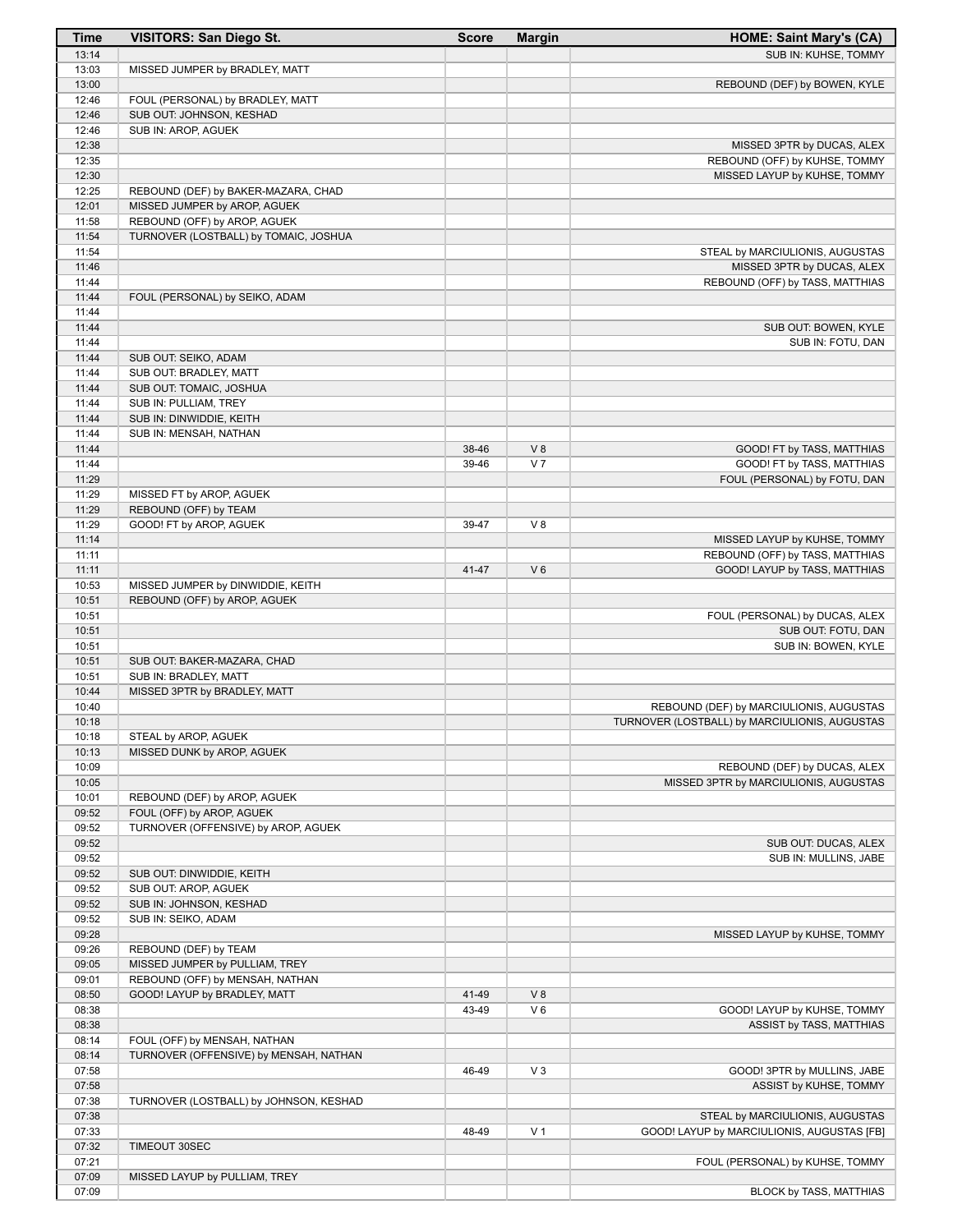| Time | VISITORS: San Diego St. | Score | Margin | HOME: Saint Mary's (CA) |
|---|---|---|---|---|
| 13:14 | | | | SUB IN: KUHSE, TOMMY |
| 13:03 | MISSED JUMPER by BRADLEY, MATT | | | |
| 13:00 | | | | REBOUND (DEF) by BOWEN, KYLE |
| 12:46 | FOUL (PERSONAL) by BRADLEY, MATT | | | |
| 12:46 | SUB OUT: JOHNSON, KESHAD | | | |
| 12:46 | SUB IN: AROP, AGUEK | | | |
| 12:38 | | | | MISSED 3PTR by DUCAS, ALEX |
| 12:35 | | | | REBOUND (OFF) by KUHSE, TOMMY |
| 12:30 | | | | MISSED LAYUP by KUHSE, TOMMY |
| 12:25 | REBOUND (DEF) by BAKER-MAZARA, CHAD | | | |
| 12:01 | MISSED JUMPER by AROP, AGUEK | | | |
| 11:58 | REBOUND (OFF) by AROP, AGUEK | | | |
| 11:54 | TURNOVER (LOSTBALL) by TOMAIC, JOSHUA | | | |
| 11:54 | | | | STEAL by MARCIULIONIS, AUGUSTAS |
| 11:46 | | | | MISSED 3PTR by DUCAS, ALEX |
| 11:44 | | | | REBOUND (OFF) by TASS, MATTHIAS |
| 11:44 | FOUL (PERSONAL) by SEIKO, ADAM | | | |
| 11:44 | | | | |
| 11:44 | | | | SUB OUT: BOWEN, KYLE |
| 11:44 | | | | SUB IN: FOTU, DAN |
| 11:44 | SUB OUT: SEIKO, ADAM | | | |
| 11:44 | SUB OUT: BRADLEY, MATT | | | |
| 11:44 | SUB OUT: TOMAIC, JOSHUA | | | |
| 11:44 | SUB IN: PULLIAM, TREY | | | |
| 11:44 | SUB IN: DINWIDDIE, KEITH | | | |
| 11:44 | SUB IN: MENSAH, NATHAN | | | |
| 11:44 | | 38-46 | V 8 | GOOD! FT by TASS, MATTHIAS |
| 11:44 | | 39-46 | V 7 | GOOD! FT by TASS, MATTHIAS |
| 11:29 | | | | FOUL (PERSONAL) by FOTU, DAN |
| 11:29 | MISSED FT by AROP, AGUEK | | | |
| 11:29 | REBOUND (OFF) by TEAM | | | |
| 11:29 | GOOD! FT by AROP, AGUEK | 39-47 | V 8 | |
| 11:14 | | | | MISSED LAYUP by KUHSE, TOMMY |
| 11:11 | | | | REBOUND (OFF) by TASS, MATTHIAS |
| 11:11 | | 41-47 | V 6 | GOOD! LAYUP by TASS, MATTHIAS |
| 10:53 | MISSED JUMPER by DINWIDDIE, KEITH | | | |
| 10:51 | REBOUND (OFF) by AROP, AGUEK | | | |
| 10:51 | | | | FOUL (PERSONAL) by DUCAS, ALEX |
| 10:51 | | | | SUB OUT: FOTU, DAN |
| 10:51 | | | | SUB IN: BOWEN, KYLE |
| 10:51 | SUB OUT: BAKER-MAZARA, CHAD | | | |
| 10:51 | SUB IN: BRADLEY, MATT | | | |
| 10:44 | MISSED 3PTR by BRADLEY, MATT | | | |
| 10:40 | | | | REBOUND (DEF) by MARCIULIONIS, AUGUSTAS |
| 10:18 | | | | TURNOVER (LOSTBALL) by MARCIULIONIS, AUGUSTAS |
| 10:18 | STEAL by AROP, AGUEK | | | |
| 10:13 | MISSED DUNK by AROP, AGUEK | | | |
| 10:09 | | | | REBOUND (DEF) by DUCAS, ALEX |
| 10:05 | | | | MISSED 3PTR by MARCIULIONIS, AUGUSTAS |
| 10:01 | REBOUND (DEF) by AROP, AGUEK | | | |
| 09:52 | FOUL (OFF) by AROP, AGUEK | | | |
| 09:52 | TURNOVER (OFFENSIVE) by AROP, AGUEK | | | |
| 09:52 | | | | SUB OUT: DUCAS, ALEX |
| 09:52 | | | | SUB IN: MULLINS, JABE |
| 09:52 | SUB OUT: DINWIDDIE, KEITH | | | |
| 09:52 | SUB OUT: AROP, AGUEK | | | |
| 09:52 | SUB IN: JOHNSON, KESHAD | | | |
| 09:52 | SUB IN: SEIKO, ADAM | | | |
| 09:28 | | | | MISSED LAYUP by KUHSE, TOMMY |
| 09:26 | REBOUND (DEF) by TEAM | | | |
| 09:05 | MISSED JUMPER by PULLIAM, TREY | | | |
| 09:01 | REBOUND (OFF) by MENSAH, NATHAN | | | |
| 08:50 | GOOD! LAYUP by BRADLEY, MATT | 41-49 | V 8 | |
| 08:38 | | 43-49 | V 6 | GOOD! LAYUP by KUHSE, TOMMY |
| 08:38 | | | | ASSIST by TASS, MATTHIAS |
| 08:14 | FOUL (OFF) by MENSAH, NATHAN | | | |
| 08:14 | TURNOVER (OFFENSIVE) by MENSAH, NATHAN | | | |
| 07:58 | | 46-49 | V 3 | GOOD! 3PTR by MULLINS, JABE |
| 07:58 | | | | ASSIST by KUHSE, TOMMY |
| 07:38 | TURNOVER (LOSTBALL) by JOHNSON, KESHAD | | | |
| 07:38 | | | | STEAL by MARCIULIONIS, AUGUSTAS |
| 07:33 | | 48-49 | V 1 | GOOD! LAYUP by MARCIULIONIS, AUGUSTAS [FB] |
| 07:32 | TIMEOUT 30SEC | | | |
| 07:21 | | | | FOUL (PERSONAL) by KUHSE, TOMMY |
| 07:09 | MISSED LAYUP by PULLIAM, TREY | | | |
| 07:09 | | | | BLOCK by TASS, MATTHIAS |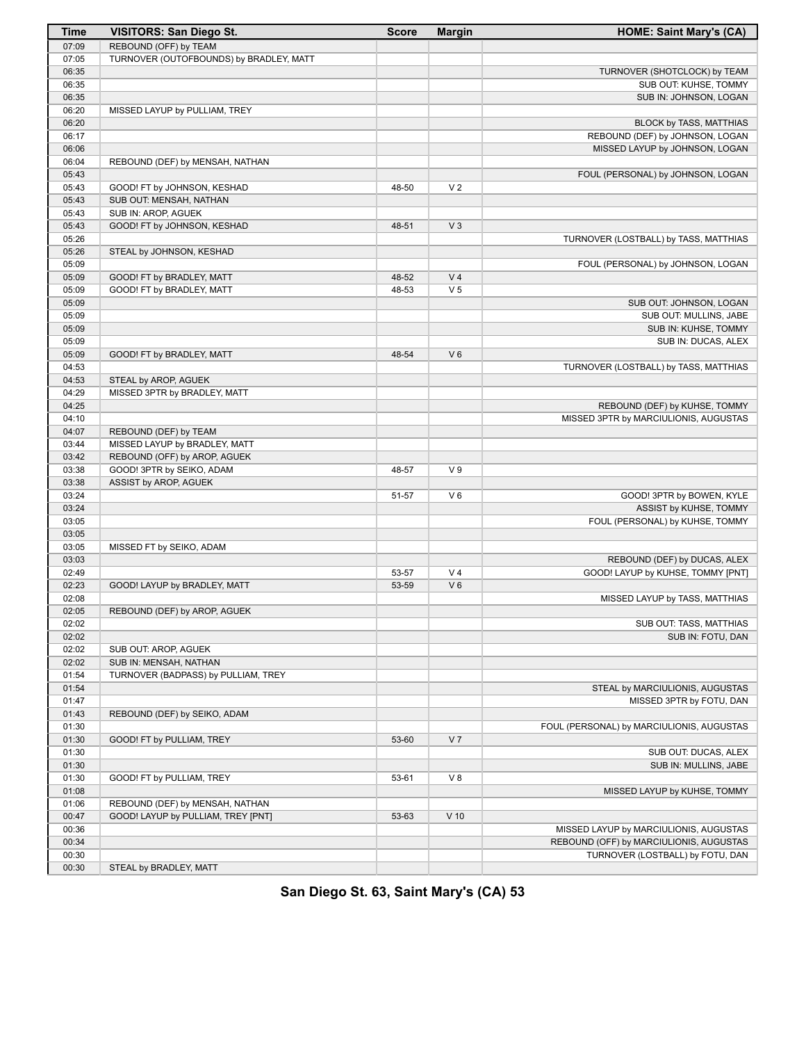| Time | VISITORS: San Diego St. | Score | Margin | HOME: Saint Mary's (CA) |
|---|---|---|---|---|
| 07:09 | REBOUND (OFF) by TEAM | | | |
| 07:05 | TURNOVER (OUTOFBOUNDS) by BRADLEY, MATT | | | |
| 06:35 | | | | TURNOVER (SHOTCLOCK) by TEAM |
| 06:35 | | | | SUB OUT: KUHSE, TOMMY |
| 06:35 | | | | SUB IN: JOHNSON, LOGAN |
| 06:20 | MISSED LAYUP by PULLIAM, TREY | | | |
| 06:20 | | | | BLOCK by TASS, MATTHIAS |
| 06:17 | | | | REBOUND (DEF) by JOHNSON, LOGAN |
| 06:06 | | | | MISSED LAYUP by JOHNSON, LOGAN |
| 06:04 | REBOUND (DEF) by MENSAH, NATHAN | | | |
| 05:43 | | | | FOUL (PERSONAL) by JOHNSON, LOGAN |
| 05:43 | GOOD! FT by JOHNSON, KESHAD | 48-50 | V 2 | |
| 05:43 | SUB OUT: MENSAH, NATHAN | | | |
| 05:43 | SUB IN: AROP, AGUEK | | | |
| 05:43 | GOOD! FT by JOHNSON, KESHAD | 48-51 | V 3 | |
| 05:26 | | | | TURNOVER (LOSTBALL) by TASS, MATTHIAS |
| 05:26 | STEAL by JOHNSON, KESHAD | | | |
| 05:09 | | | | FOUL (PERSONAL) by JOHNSON, LOGAN |
| 05:09 | GOOD! FT by BRADLEY, MATT | 48-52 | V 4 | |
| 05:09 | GOOD! FT by BRADLEY, MATT | 48-53 | V 5 | |
| 05:09 | | | | SUB OUT: JOHNSON, LOGAN |
| 05:09 | | | | SUB OUT: MULLINS, JABE |
| 05:09 | | | | SUB IN: KUHSE, TOMMY |
| 05:09 | | | | SUB IN: DUCAS, ALEX |
| 05:09 | GOOD! FT by BRADLEY, MATT | 48-54 | V 6 | |
| 04:53 | | | | TURNOVER (LOSTBALL) by TASS, MATTHIAS |
| 04:53 | STEAL by AROP, AGUEK | | | |
| 04:29 | MISSED 3PTR by BRADLEY, MATT | | | |
| 04:25 | | | | REBOUND (DEF) by KUHSE, TOMMY |
| 04:10 | | | | MISSED 3PTR by MARCIULIONIS, AUGUSTAS |
| 04:07 | REBOUND (DEF) by TEAM | | | |
| 03:44 | MISSED LAYUP by BRADLEY, MATT | | | |
| 03:42 | REBOUND (OFF) by AROP, AGUEK | | | |
| 03:38 | GOOD! 3PTR by SEIKO, ADAM | 48-57 | V 9 | |
| 03:38 | ASSIST by AROP, AGUEK | | | |
| 03:24 | | 51-57 | V 6 | GOOD! 3PTR by BOWEN, KYLE |
| 03:24 | | | | ASSIST by KUHSE, TOMMY |
| 03:05 | | | | FOUL (PERSONAL) by KUHSE, TOMMY |
| 03:05 | | | | |
| 03:05 | MISSED FT by SEIKO, ADAM | | | |
| 03:03 | | | | REBOUND (DEF) by DUCAS, ALEX |
| 02:49 | | 53-57 | V 4 | GOOD! LAYUP by KUHSE, TOMMY [PNT] |
| 02:23 | GOOD! LAYUP by BRADLEY, MATT | 53-59 | V 6 | |
| 02:08 | | | | MISSED LAYUP by TASS, MATTHIAS |
| 02:05 | REBOUND (DEF) by AROP, AGUEK | | | |
| 02:02 | | | | SUB OUT: TASS, MATTHIAS |
| 02:02 | | | | SUB IN: FOTU, DAN |
| 02:02 | SUB OUT: AROP, AGUEK | | | |
| 02:02 | SUB IN: MENSAH, NATHAN | | | |
| 01:54 | TURNOVER (BADPASS) by PULLIAM, TREY | | | |
| 01:54 | | | | STEAL by MARCIULIONIS, AUGUSTAS |
| 01:47 | | | | MISSED 3PTR by FOTU, DAN |
| 01:43 | REBOUND (DEF) by SEIKO, ADAM | | | |
| 01:30 | | | | FOUL (PERSONAL) by MARCIULIONIS, AUGUSTAS |
| 01:30 | GOOD! FT by PULLIAM, TREY | 53-60 | V 7 | |
| 01:30 | | | | SUB OUT: DUCAS, ALEX |
| 01:30 | | | | SUB IN: MULLINS, JABE |
| 01:30 | GOOD! FT by PULLIAM, TREY | 53-61 | V 8 | |
| 01:08 | | | | MISSED LAYUP by KUHSE, TOMMY |
| 01:06 | REBOUND (DEF) by MENSAH, NATHAN | | | |
| 00:47 | GOOD! LAYUP by PULLIAM, TREY [PNT] | 53-63 | V 10 | |
| 00:36 | | | | MISSED LAYUP by MARCIULIONIS, AUGUSTAS |
| 00:34 | | | | REBOUND (OFF) by MARCIULIONIS, AUGUSTAS |
| 00:30 | | | | TURNOVER (LOSTBALL) by FOTU, DAN |
| 00:30 | STEAL by BRADLEY, MATT | | | |

**San Diego St. 63, Saint Mary's (CA) 53**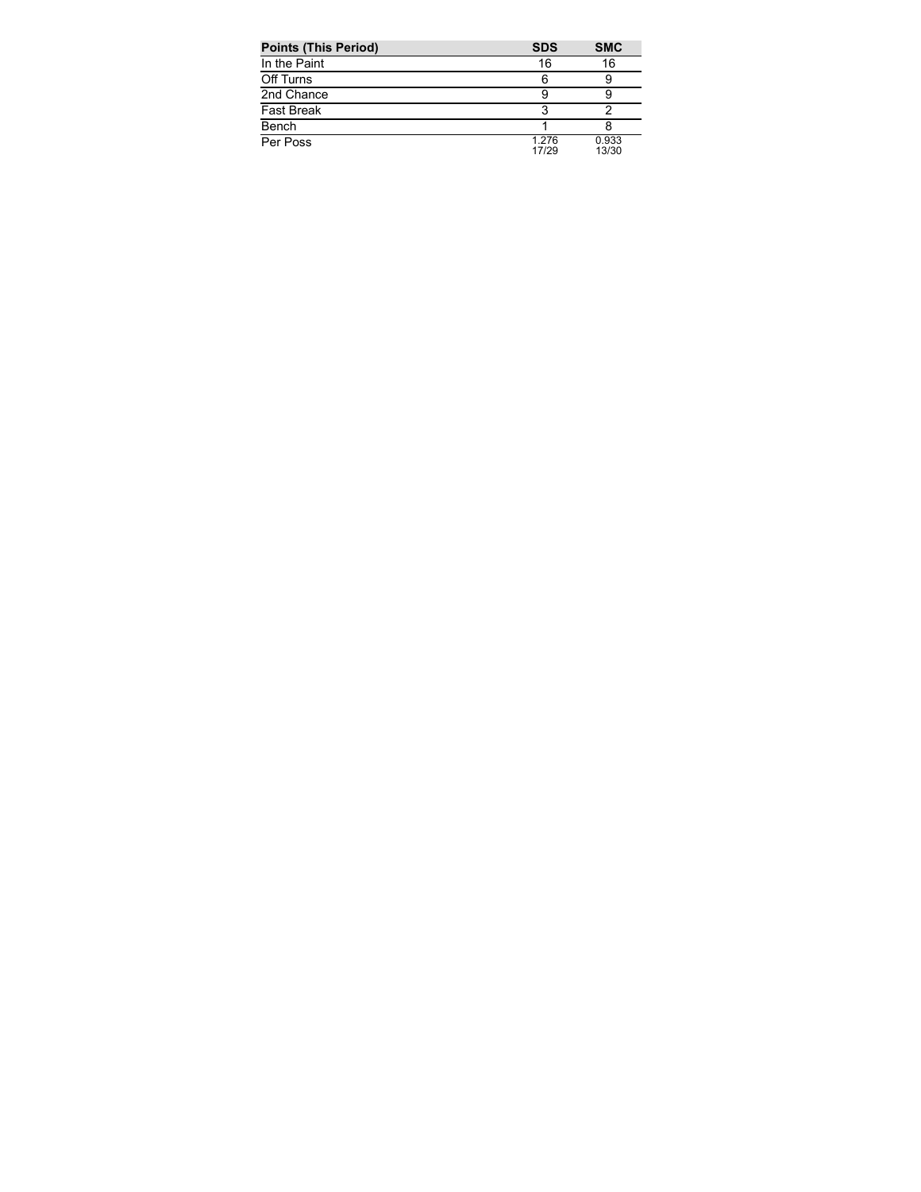| Points (This Period) | SDS | SMC |
| --- | --- | --- |
| In the Paint | 16 | 16 |
| Off Turns | 6 | 9 |
| 2nd Chance | 9 | 9 |
| Fast Break | 3 | 2 |
| Bench | 1 | 8 |
| Per Poss | 1.276 17/29 | 0.933 13/30 |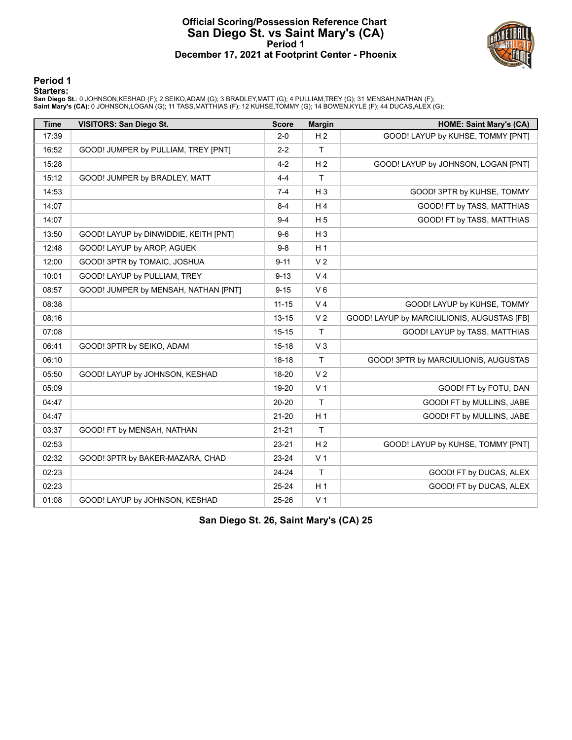# Official Scoring/Possession Reference Chart
# San Diego St. vs Saint Mary's (CA)
## Period 1
## December 17, 2021 at Footprint Center - Phoenix

### Period 1

**Starters:**

**San Diego St.**: 0 JOHNSON,KESHAD (F); 2 SEIKO,ADAM (G); 3 BRADLEY,MATT (G); 4 PULLIAM,TREY (G); 31 MENSAH,NATHAN (F);
**Saint Mary's (CA)**: 0 JOHNSON,LOGAN (G); 11 TASS,MATTHIAS (F); 12 KUHSE,TOMMY (G); 14 BOWEN,KYLE (F); 44 DUCAS,ALEX (G);

| Time | VISITORS: San Diego St. | Score | Margin | HOME: Saint Mary's (CA) |
|---|---|---|---|---|
| 17:39 | | 2-0 | H 2 | GOOD! LAYUP by KUHSE, TOMMY [PNT] |
| 16:52 | GOOD! JUMPER by PULLIAM, TREY [PNT] | 2-2 | T | |
| 15:28 | | 4-2 | H 2 | GOOD! LAYUP by JOHNSON, LOGAN [PNT] |
| 15:12 | GOOD! JUMPER by BRADLEY, MATT | 4-4 | T | |
| 14:53 | | 7-4 | H 3 | GOOD! 3PTR by KUHSE, TOMMY |
| 14:07 | | 8-4 | H 4 | GOOD! FT by TASS, MATTHIAS |
| 14:07 | | 9-4 | H 5 | GOOD! FT by TASS, MATTHIAS |
| 13:50 | GOOD! LAYUP by DINWIDDIE, KEITH [PNT] | 9-6 | H 3 | |
| 12:48 | GOOD! LAYUP by AROP, AGUEK | 9-8 | H 1 | |
| 12:00 | GOOD! 3PTR by TOMAIC, JOSHUA | 9-11 | V 2 | |
| 10:01 | GOOD! LAYUP by PULLIAM, TREY | 9-13 | V 4 | |
| 08:57 | GOOD! JUMPER by MENSAH, NATHAN [PNT] | 9-15 | V 6 | |
| 08:38 | | 11-15 | V 4 | GOOD! LAYUP by KUHSE, TOMMY |
| 08:16 | | 13-15 | V 2 | GOOD! LAYUP by MARCIULIONIS, AUGUSTAS [FB] |
| 07:08 | | 15-15 | T | GOOD! LAYUP by TASS, MATTHIAS |
| 06:41 | GOOD! 3PTR by SEIKO, ADAM | 15-18 | V 3 | |
| 06:10 | | 18-18 | T | GOOD! 3PTR by MARCIULIONIS, AUGUSTAS |
| 05:50 | GOOD! LAYUP by JOHNSON, KESHAD | 18-20 | V 2 | |
| 05:09 | | 19-20 | V 1 | GOOD! FT by FOTU, DAN |
| 04:47 | | 20-20 | T | GOOD! FT by MULLINS, JABE |
| 04:47 | | 21-20 | H 1 | GOOD! FT by MULLINS, JABE |
| 03:37 | GOOD! FT by MENSAH, NATHAN | 21-21 | T | |
| 02:53 | | 23-21 | H 2 | GOOD! LAYUP by KUHSE, TOMMY [PNT] |
| 02:32 | GOOD! 3PTR by BAKER-MAZARA, CHAD | 23-24 | V 1 | |
| 02:23 | | 24-24 | T | GOOD! FT by DUCAS, ALEX |
| 02:23 | | 25-24 | H 1 | GOOD! FT by DUCAS, ALEX |
| 01:08 | GOOD! LAYUP by JOHNSON, KESHAD | 25-26 | V 1 | |

**San Diego St. 26, Saint Mary's (CA) 25**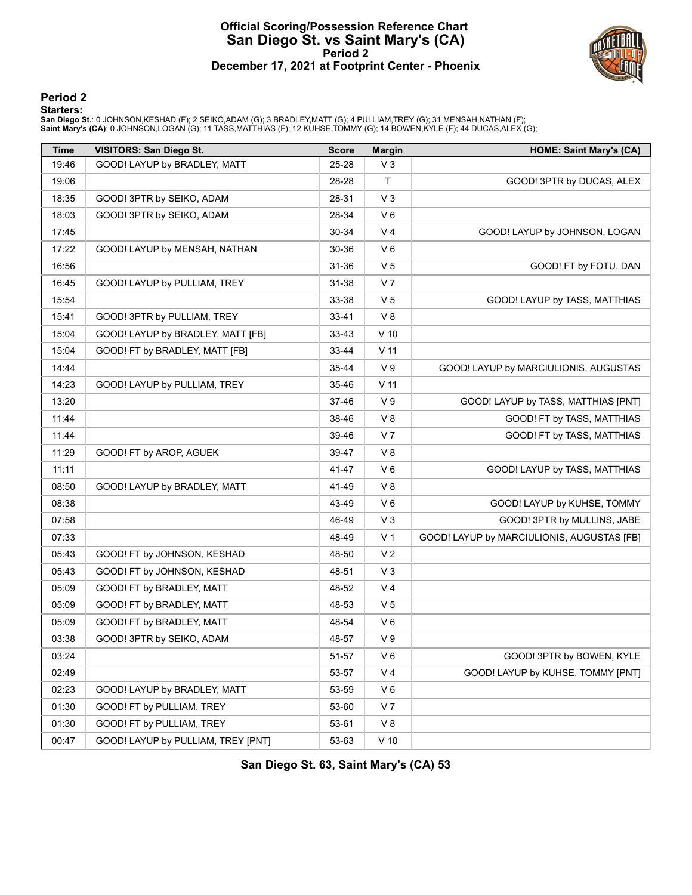# Official Scoring/Possession Reference Chart
## San Diego St. vs Saint Mary's (CA)
### Period 2
### December 17, 2021 at Footprint Center - Phoenix

## Period 2

**Starters:**

**San Diego St.**: 0 JOHNSON,KESHAD (F); 2 SEIKO,ADAM (G); 3 BRADLEY,MATT (G); 4 PULLIAM,TREY (G); 31 MENSAH,NATHAN (F);
**Saint Mary's (CA)**: 0 JOHNSON,LOGAN (G); 11 TASS,MATTHIAS (F); 12 KUHSE,TOMMY (G); 14 BOWEN,KYLE (F); 44 DUCAS,ALEX (G);

| Time | VISITORS: San Diego St. | Score | Margin | HOME: Saint Mary's (CA) |
|---|---|---|---|---|
| 19:46 | GOOD! LAYUP by BRADLEY, MATT | 25-28 | V 3 | |
| 19:06 | | 28-28 | T | GOOD! 3PTR by DUCAS, ALEX |
| 18:35 | GOOD! 3PTR by SEIKO, ADAM | 28-31 | V 3 | |
| 18:03 | GOOD! 3PTR by SEIKO, ADAM | 28-34 | V 6 | |
| 17:45 | | 30-34 | V 4 | GOOD! LAYUP by JOHNSON, LOGAN |
| 17:22 | GOOD! LAYUP by MENSAH, NATHAN | 30-36 | V 6 | |
| 16:56 | | 31-36 | V 5 | GOOD! FT by FOTU, DAN |
| 16:45 | GOOD! LAYUP by PULLIAM, TREY | 31-38 | V 7 | |
| 15:54 | | 33-38 | V 5 | GOOD! LAYUP by TASS, MATTHIAS |
| 15:41 | GOOD! 3PTR by PULLIAM, TREY | 33-41 | V 8 | |
| 15:04 | GOOD! LAYUP by BRADLEY, MATT [FB] | 33-43 | V 10 | |
| 15:04 | GOOD! FT by BRADLEY, MATT [FB] | 33-44 | V 11 | |
| 14:44 | | 35-44 | V 9 | GOOD! LAYUP by MARCIULIONIS, AUGUSTAS |
| 14:23 | GOOD! LAYUP by PULLIAM, TREY | 35-46 | V 11 | |
| 13:20 | | 37-46 | V 9 | GOOD! LAYUP by TASS, MATTHIAS [PNT] |
| 11:44 | | 38-46 | V 8 | GOOD! FT by TASS, MATTHIAS |
| 11:44 | | 39-46 | V 7 | GOOD! FT by TASS, MATTHIAS |
| 11:29 | GOOD! FT by AROP, AGUEK | 39-47 | V 8 | |
| 11:11 | | 41-47 | V 6 | GOOD! LAYUP by TASS, MATTHIAS |
| 08:50 | GOOD! LAYUP by BRADLEY, MATT | 41-49 | V 8 | |
| 08:38 | | 43-49 | V 6 | GOOD! LAYUP by KUHSE, TOMMY |
| 07:58 | | 46-49 | V 3 | GOOD! 3PTR by MULLINS, JABE |
| 07:33 | | 48-49 | V 1 | GOOD! LAYUP by MARCIULIONIS, AUGUSTAS [FB] |
| 05:43 | GOOD! FT by JOHNSON, KESHAD | 48-50 | V 2 | |
| 05:43 | GOOD! FT by JOHNSON, KESHAD | 48-51 | V 3 | |
| 05:09 | GOOD! FT by BRADLEY, MATT | 48-52 | V 4 | |
| 05:09 | GOOD! FT by BRADLEY, MATT | 48-53 | V 5 | |
| 05:09 | GOOD! FT by BRADLEY, MATT | 48-54 | V 6 | |
| 03:38 | GOOD! 3PTR by SEIKO, ADAM | 48-57 | V 9 | |
| 03:24 | | 51-57 | V 6 | GOOD! 3PTR by BOWEN, KYLE |
| 02:49 | | 53-57 | V 4 | GOOD! LAYUP by KUHSE, TOMMY [PNT] |
| 02:23 | GOOD! LAYUP by BRADLEY, MATT | 53-59 | V 6 | |
| 01:30 | GOOD! FT by PULLIAM, TREY | 53-60 | V 7 | |
| 01:30 | GOOD! FT by PULLIAM, TREY | 53-61 | V 8 | |
| 00:47 | GOOD! LAYUP by PULLIAM, TREY [PNT] | 53-63 | V 10 | |

**San Diego St. 63, Saint Mary's (CA) 53**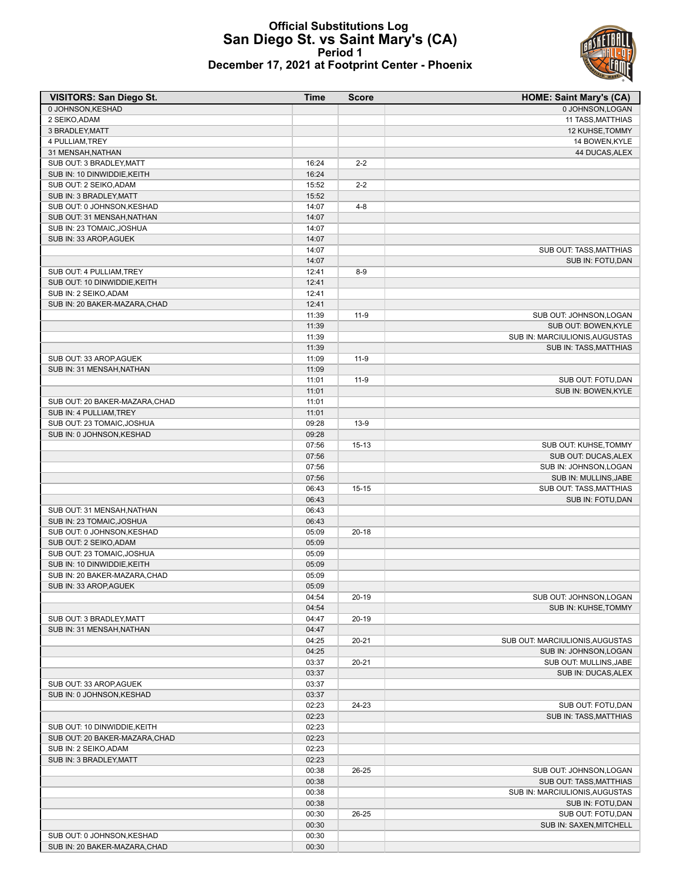# Official Substitutions Log
## San Diego St. vs Saint Mary's (CA)
### Period 1
### December 17, 2021 at Footprint Center - Phoenix

| VISITORS: San Diego St. | Time | Score | HOME: Saint Mary's (CA) |
|---|---|---|---|
| 0 JOHNSON,KESHAD | | | 0 JOHNSON,LOGAN |
| 2 SEIKO,ADAM | | | 11 TASS,MATTHIAS |
| 3 BRADLEY,MATT | | | 12 KUHSE,TOMMY |
| 4 PULLIAM,TREY | | | 14 BOWEN,KYLE |
| 31 MENSAH,NATHAN | | | 44 DUCAS,ALEX |
| SUB OUT: 3 BRADLEY,MATT | 16:24 | 2-2 | |
| SUB IN: 10 DINWIDDIE,KEITH | 16:24 | | |
| SUB OUT: 2 SEIKO,ADAM | 15:52 | 2-2 | |
| SUB IN: 3 BRADLEY,MATT | 15:52 | | |
| SUB OUT: 0 JOHNSON,KESHAD | 14:07 | 4-8 | |
| SUB OUT: 31 MENSAH,NATHAN | 14:07 | | |
| SUB IN: 23 TOMAIC,JOSHUA | 14:07 | | |
| SUB IN: 33 AROP,AGUEK | 14:07 | | |
| | 14:07 | | SUB OUT: TASS,MATTHIAS |
| | 14:07 | | SUB IN: FOTU,DAN |
| SUB OUT: 4 PULLIAM,TREY | 12:41 | 8-9 | |
| SUB OUT: 10 DINWIDDIE,KEITH | 12:41 | | |
| SUB IN: 2 SEIKO,ADAM | 12:41 | | |
| SUB IN: 20 BAKER-MAZARA,CHAD | 12:41 | | |
| | 11:39 | 11-9 | SUB OUT: JOHNSON,LOGAN |
| | 11:39 | | SUB OUT: BOWEN,KYLE |
| | 11:39 | | SUB IN: MARCIULIONIS,AUGUSTAS |
| | 11:39 | | SUB IN: TASS,MATTHIAS |
| SUB OUT: 33 AROP,AGUEK | 11:09 | 11-9 | |
| SUB IN: 31 MENSAH,NATHAN | 11:09 | | |
| | 11:01 | 11-9 | SUB OUT: FOTU,DAN |
| | 11:01 | | SUB IN: BOWEN,KYLE |
| SUB OUT: 20 BAKER-MAZARA,CHAD | 11:01 | | |
| SUB IN: 4 PULLIAM,TREY | 11:01 | | |
| SUB OUT: 23 TOMAIC,JOSHUA | 09:28 | 13-9 | |
| SUB IN: 0 JOHNSON,KESHAD | 09:28 | | |
| | 07:56 | 15-13 | SUB OUT: KUHSE,TOMMY |
| | 07:56 | | SUB OUT: DUCAS,ALEX |
| | 07:56 | | SUB IN: JOHNSON,LOGAN |
| | 07:56 | | SUB IN: MULLINS,JABE |
| | 06:43 | 15-15 | SUB OUT: TASS,MATTHIAS |
| | 06:43 | | SUB IN: FOTU,DAN |
| SUB OUT: 31 MENSAH,NATHAN | 06:43 | | |
| SUB IN: 23 TOMAIC,JOSHUA | 06:43 | | |
| SUB OUT: 0 JOHNSON,KESHAD | 05:09 | 20-18 | |
| SUB OUT: 2 SEIKO,ADAM | 05:09 | | |
| SUB OUT: 23 TOMAIC,JOSHUA | 05:09 | | |
| SUB IN: 10 DINWIDDIE,KEITH | 05:09 | | |
| SUB IN: 20 BAKER-MAZARA,CHAD | 05:09 | | |
| SUB IN: 33 AROP,AGUEK | 05:09 | | |
| | 04:54 | 20-19 | SUB OUT: JOHNSON,LOGAN |
| | 04:54 | | SUB IN: KUHSE,TOMMY |
| SUB OUT: 3 BRADLEY,MATT | 04:47 | 20-19 | |
| SUB IN: 31 MENSAH,NATHAN | 04:47 | | |
| | 04:25 | 20-21 | SUB OUT: MARCIULIONIS,AUGUSTAS |
| | 04:25 | | SUB IN: JOHNSON,LOGAN |
| | 03:37 | 20-21 | SUB OUT: MULLINS,JABE |
| | 03:37 | | SUB IN: DUCAS,ALEX |
| SUB OUT: 33 AROP,AGUEK | 03:37 | | |
| SUB IN: 0 JOHNSON,KESHAD | 03:37 | | |
| | 02:23 | 24-23 | SUB OUT: FOTU,DAN |
| | 02:23 | | SUB IN: TASS,MATTHIAS |
| SUB OUT: 10 DINWIDDIE,KEITH | 02:23 | | |
| SUB OUT: 20 BAKER-MAZARA,CHAD | 02:23 | | |
| SUB IN: 2 SEIKO,ADAM | 02:23 | | |
| SUB IN: 3 BRADLEY,MATT | 02:23 | | |
| | 00:38 | 26-25 | SUB OUT: JOHNSON,LOGAN |
| | 00:38 | | SUB OUT: TASS,MATTHIAS |
| | 00:38 | | SUB IN: MARCIULIONIS,AUGUSTAS |
| | 00:38 | | SUB IN: FOTU,DAN |
| | 00:30 | 26-25 | SUB OUT: FOTU,DAN |
| | 00:30 | | SUB IN: SAXEN,MITCHELL |
| SUB OUT: 0 JOHNSON,KESHAD | 00:30 | | |
| SUB IN: 20 BAKER-MAZARA,CHAD | 00:30 | | |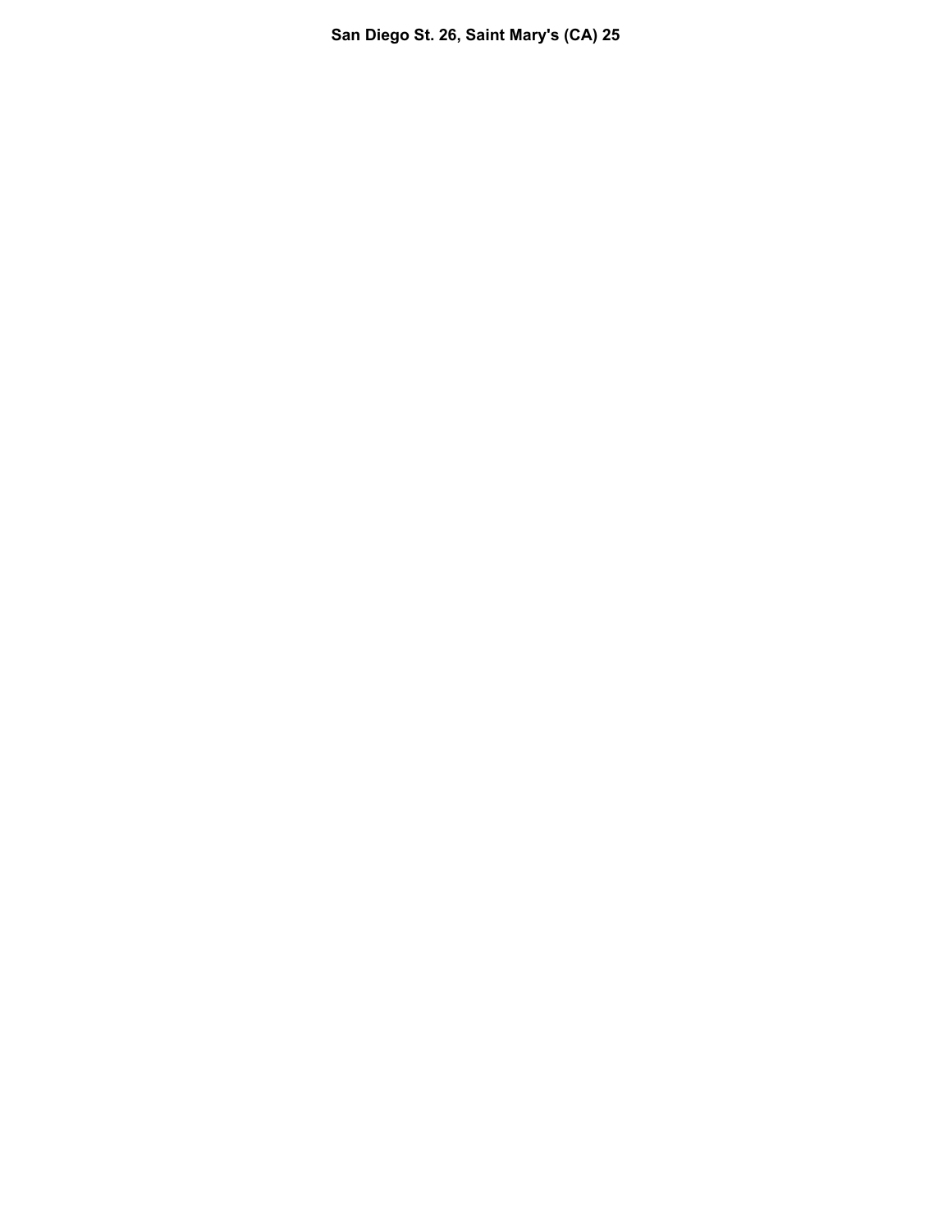**San Diego St. 26, Saint Mary's (CA) 25**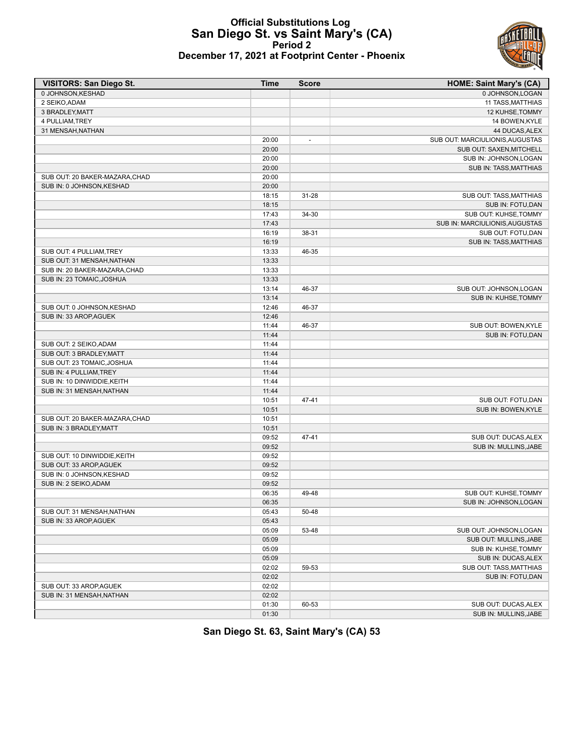# Official Substitutions Log
## San Diego St. vs Saint Mary's (CA)
### Period 2
### December 17, 2021 at Footprint Center - Phoenix

| VISITORS: San Diego St. | Time | Score | HOME: Saint Mary's (CA) |
|---|---|---|---|
| 0 JOHNSON,KESHAD | | | 0 JOHNSON,LOGAN |
| 2 SEIKO,ADAM | | | 11 TASS,MATTHIAS |
| 3 BRADLEY,MATT | | | 12 KUHSE,TOMMY |
| 4 PULLIAM,TREY | | | 14 BOWEN,KYLE |
| 31 MENSAH,NATHAN | | | 44 DUCAS,ALEX |
| | 20:00 | - | SUB OUT: MARCIULIONIS,AUGUSTAS |
| | 20:00 | | SUB OUT: SAXEN,MITCHELL |
| | 20:00 | | SUB IN: JOHNSON,LOGAN |
| | 20:00 | | SUB IN: TASS,MATTHIAS |
| SUB OUT: 20 BAKER-MAZARA,CHAD | 20:00 | | |
| SUB IN: 0 JOHNSON,KESHAD | 20:00 | | |
| | 18:15 | 31-28 | SUB OUT: TASS,MATTHIAS |
| | 18:15 | | SUB IN: FOTU,DAN |
| | 17:43 | 34-30 | SUB OUT: KUHSE,TOMMY |
| | 17:43 | | SUB IN: MARCIULIONIS,AUGUSTAS |
| | 16:19 | 38-31 | SUB OUT: FOTU,DAN |
| | 16:19 | | SUB IN: TASS,MATTHIAS |
| SUB OUT: 4 PULLIAM,TREY | 13:33 | 46-35 | |
| SUB OUT: 31 MENSAH,NATHAN | 13:33 | | |
| SUB IN: 20 BAKER-MAZARA,CHAD | 13:33 | | |
| SUB IN: 23 TOMAIC,JOSHUA | 13:33 | | |
| | 13:14 | 46-37 | SUB OUT: JOHNSON,LOGAN |
| | 13:14 | | SUB IN: KUHSE,TOMMY |
| SUB OUT: 0 JOHNSON,KESHAD | 12:46 | 46-37 | |
| SUB IN: 33 AROP,AGUEK | 12:46 | | |
| | 11:44 | 46-37 | SUB OUT: BOWEN,KYLE |
| | 11:44 | | SUB IN: FOTU,DAN |
| SUB OUT: 2 SEIKO,ADAM | 11:44 | | |
| SUB OUT: 3 BRADLEY,MATT | 11:44 | | |
| SUB OUT: 23 TOMAIC,JOSHUA | 11:44 | | |
| SUB IN: 4 PULLIAM,TREY | 11:44 | | |
| SUB IN: 10 DINWIDDIE,KEITH | 11:44 | | |
| SUB IN: 31 MENSAH,NATHAN | 11:44 | | |
| | 10:51 | 47-41 | SUB OUT: FOTU,DAN |
| | 10:51 | | SUB IN: BOWEN,KYLE |
| SUB OUT: 20 BAKER-MAZARA,CHAD | 10:51 | | |
| SUB IN: 3 BRADLEY,MATT | 10:51 | | |
| | 09:52 | 47-41 | SUB OUT: DUCAS,ALEX |
| | 09:52 | | SUB IN: MULLINS,JABE |
| SUB OUT: 10 DINWIDDIE,KEITH | 09:52 | | |
| SUB OUT: 33 AROP,AGUEK | 09:52 | | |
| SUB IN: 0 JOHNSON,KESHAD | 09:52 | | |
| SUB IN: 2 SEIKO,ADAM | 09:52 | | |
| | 06:35 | 49-48 | SUB OUT: KUHSE,TOMMY |
| | 06:35 | | SUB IN: JOHNSON,LOGAN |
| SUB OUT: 31 MENSAH,NATHAN | 05:43 | 50-48 | |
| SUB IN: 33 AROP,AGUEK | 05:43 | | |
| | 05:09 | 53-48 | SUB OUT: JOHNSON,LOGAN |
| | 05:09 | | SUB OUT: MULLINS,JABE |
| | 05:09 | | SUB IN: KUHSE,TOMMY |
| | 05:09 | | SUB IN: DUCAS,ALEX |
| | 02:02 | 59-53 | SUB OUT: TASS,MATTHIAS |
| | 02:02 | | SUB IN: FOTU,DAN |
| SUB OUT: 33 AROP,AGUEK | 02:02 | | |
| SUB IN: 31 MENSAH,NATHAN | 02:02 | | |
| | 01:30 | 60-53 | SUB OUT: DUCAS,ALEX |
| | 01:30 | | SUB IN: MULLINS,JABE |

**San Diego St. 63, Saint Mary's (CA) 53**